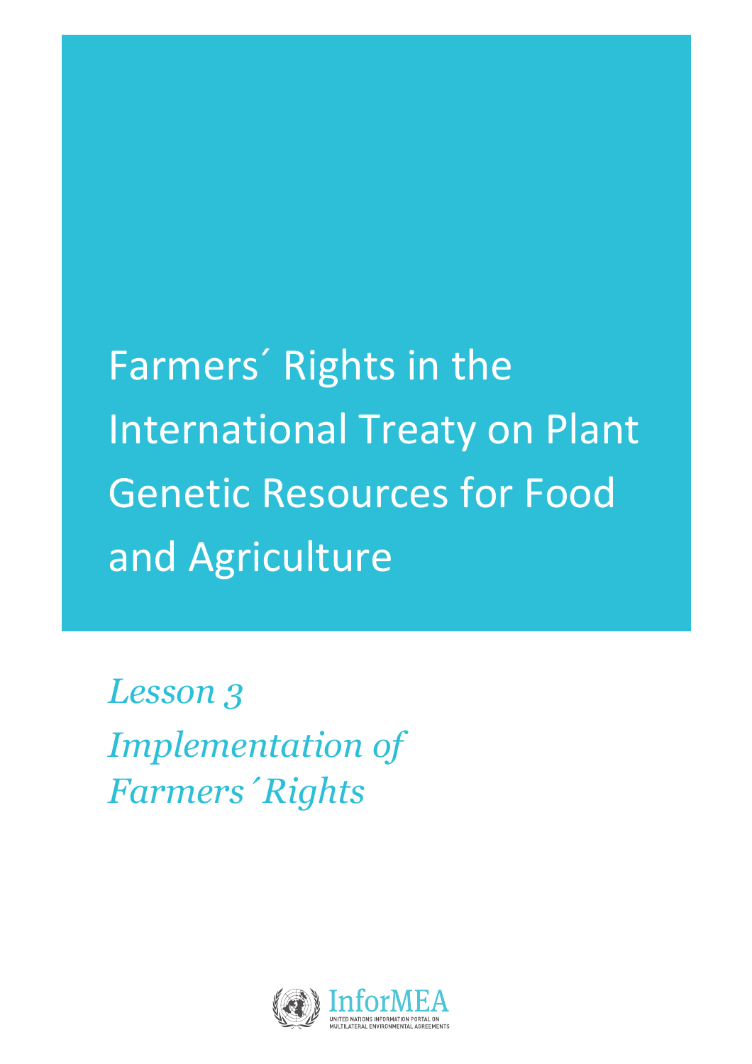# Farmers´ Rights in the International Treaty on Plant Genetic Resources for Food and Agriculture

## *Lesson 3*

## *Implementation of Farmers´Rights*

InforMEA

UNITED NATIONS INFORMATION PORTAL ON MULTILATERAL ENVIRONMENTAL AGREEMENTS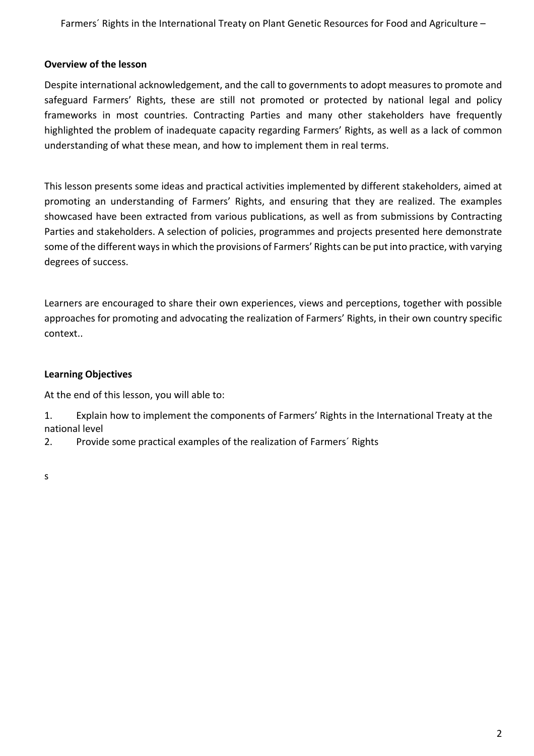**Overview of the lesson**

Despite international acknowledgement, and the call to governments to adopt measures to promote and safeguard Farmers' Rights, these are still not promoted or protected by national legal and policy frameworks in most countries. Contracting Parties and many other stakeholders have frequently highlighted the problem of inadequate capacity regarding Farmers' Rights, as well as a lack of common understanding of what these mean, and how to implement them in real terms.

This lesson presents some ideas and practical activities implemented by different stakeholders, aimed at promoting an understanding of Farmers' Rights, and ensuring that they are realized. The examples showcased have been extracted from various publications, as well as from submissions by Contracting Parties and stakeholders. A selection of policies, programmes and projects presented here demonstrate some of the different ways in which the provisions of Farmers' Rights can be put into practice, with varying degrees of success.

Learners are encouraged to share their own experiences, views and perceptions, together with possible approaches for promoting and advocating the realization of Farmers' Rights, in their own country specific context..

**Learning Objectives**

At the end of this lesson, you will able to:

1. Explain how to implement the components of Farmers' Rights in the International Treaty at the national level
2. Provide some practical examples of the realization of Farmers´ Rights

s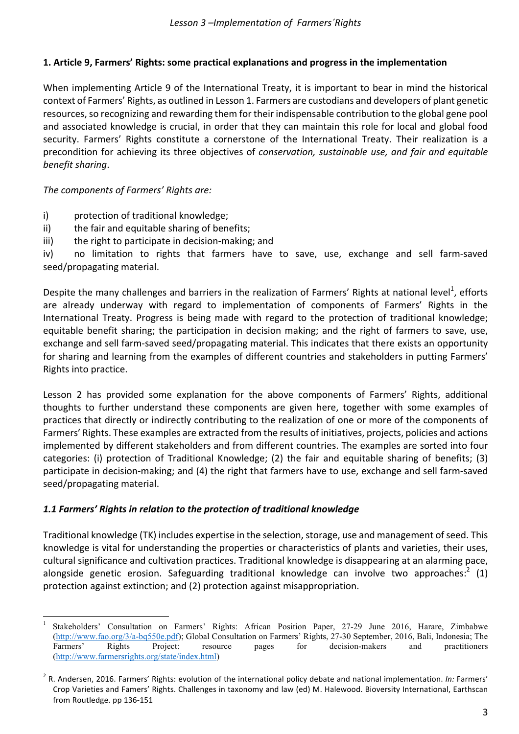## 1. Article 9, Farmers' Rights: some practical explanations and progress in the implementation

When implementing Article 9 of the International Treaty, it is important to bear in mind the historical context of Farmers' Rights, as outlined in Lesson 1. Farmers are custodians and developers of plant genetic resources, so recognizing and rewarding them for their indispensable contribution to the global gene pool and associated knowledge is crucial, in order that they can maintain this role for local and global food security. Farmers' Rights constitute a cornerstone of the International Treaty. Their realization is a precondition for achieving its three objectives of *conservation, sustainable use, and fair and equitable benefit sharing*.

*The components of Farmers' Rights are:*

i) protection of traditional knowledge;
ii) the fair and equitable sharing of benefits;
iii) the right to participate in decision-making; and
iv) no limitation to rights that farmers have to save, use, exchange and sell farm-saved seed/propagating material.

Despite the many challenges and barriers in the realization of Farmers' Rights at national level[1], efforts are already underway with regard to implementation of components of Farmers' Rights in the International Treaty. Progress is being made with regard to the protection of traditional knowledge; equitable benefit sharing; the participation in decision making; and the right of farmers to save, use, exchange and sell farm-saved seed/propagating material. This indicates that there exists an opportunity for sharing and learning from the examples of different countries and stakeholders in putting Farmers' Rights into practice.

Lesson 2 has provided some explanation for the above components of Farmers' Rights, additional thoughts to further understand these components are given here, together with some examples of practices that directly or indirectly contributing to the realization of one or more of the components of Farmers' Rights. These examples are extracted from the results of initiatives, projects, policies and actions implemented by different stakeholders and from different countries. The examples are sorted into four categories: (i) protection of Traditional Knowledge; (2) the fair and equitable sharing of benefits; (3) participate in decision-making; and (4) the right that farmers have to use, exchange and sell farm-saved seed/propagating material.

### *1.1 Farmers' Rights in relation to the protection of traditional knowledge*

Traditional knowledge (TK) includes expertise in the selection, storage, use and management of seed. This knowledge is vital for understanding the properties or characteristics of plants and varieties, their uses, cultural significance and cultivation practices. Traditional knowledge is disappearing at an alarming pace, alongside genetic erosion. Safeguarding traditional knowledge can involve two approaches:[2] (1) protection against extinction; and (2) protection against misappropriation.

---

[1] Stakeholders' Consultation on Farmers' Rights: African Position Paper, 27-29 June 2016, Harare, Zimbabwe (http://www.fao.org/3/a-bq550e.pdf); Global Consultation on Farmers' Rights, 27-30 September, 2016, Bali, Indonesia; The Farmers' Rights Project: resource pages for decision-makers and practitioners (http://www.farmersrights.org/state/index.html)

[2] R. Andersen, 2016. Farmers' Rights: evolution of the international policy debate and national implementation. *In:* Farmers' Crop Varieties and Famers' Rights. Challenges in taxonomy and law (ed) M. Halewood. Bioversity International, Earthscan from Routledge. pp 136-151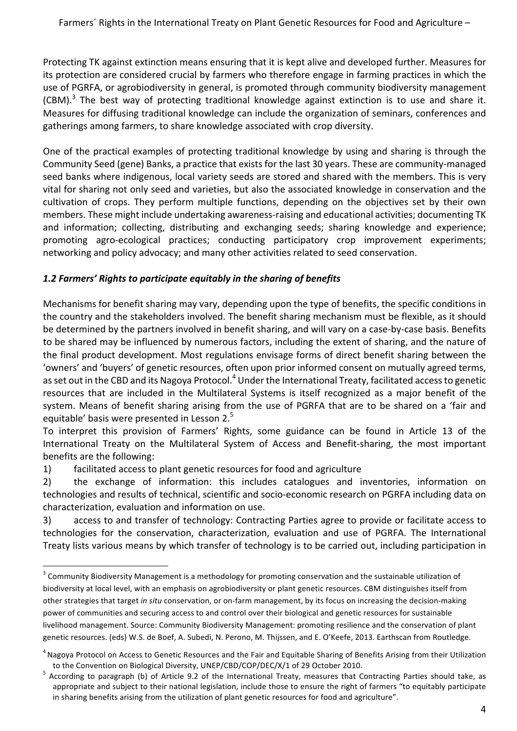Protecting TK against extinction means ensuring that it is kept alive and developed further. Measures for its protection are considered crucial by farmers who therefore engage in farming practices in which the use of PGRFA, or agrobiodiversity in general, is promoted through community biodiversity management (CBM).[3] The best way of protecting traditional knowledge against extinction is to use and share it. Measures for diffusing traditional knowledge can include the organization of seminars, conferences and gatherings among farmers, to share knowledge associated with crop diversity.

One of the practical examples of protecting traditional knowledge by using and sharing is through the Community Seed (gene) Banks, a practice that exists for the last 30 years. These are community-managed seed banks where indigenous, local variety seeds are stored and shared with the members. This is very vital for sharing not only seed and varieties, but also the associated knowledge in conservation and the cultivation of crops. They perform multiple functions, depending on the objectives set by their own members. These might include undertaking awareness-raising and educational activities; documenting TK and information; collecting, distributing and exchanging seeds; sharing knowledge and experience; promoting agro-ecological practices; conducting participatory crop improvement experiments; networking and policy advocacy; and many other activities related to seed conservation.

### *1.2 Farmers' Rights to participate equitably in the sharing of benefits*

Mechanisms for benefit sharing may vary, depending upon the type of benefits, the specific conditions in the country and the stakeholders involved. The benefit sharing mechanism must be flexible, as it should be determined by the partners involved in benefit sharing, and will vary on a case-by-case basis. Benefits to be shared may be influenced by numerous factors, including the extent of sharing, and the nature of the final product development. Most regulations envisage forms of direct benefit sharing between the 'owners' and 'buyers' of genetic resources, often upon prior informed consent on mutually agreed terms, as set out in the CBD and its Nagoya Protocol.[4] Under the International Treaty, facilitated access to genetic resources that are included in the Multilateral Systems is itself recognized as a major benefit of the system. Means of benefit sharing arising from the use of PGRFA that are to be shared on a 'fair and equitable' basis were presented in Lesson 2.[5]

To interpret this provision of Farmers' Rights, some guidance can be found in Article 13 of the International Treaty on the Multilateral System of Access and Benefit-sharing, the most important benefits are the following:

1) facilitated access to plant genetic resources for food and agriculture
2) the exchange of information: this includes catalogues and inventories, information on technologies and results of technical, scientific and socio-economic research on PGRFA including data on characterization, evaluation and information on use.
3) access to and transfer of technology: Contracting Parties agree to provide or facilitate access to technologies for the conservation, characterization, evaluation and use of PGRFA. The International Treaty lists various means by which transfer of technology is to be carried out, including participation in

---

[3] Community Biodiversity Management is a methodology for promoting conservation and the sustainable utilization of biodiversity at local level, with an emphasis on agrobiodiversity or plant genetic resources. CBM distinguishes itself from other strategies that target *in situ* conservation, or on-farm management, by its focus on increasing the decision-making power of communities and securing access to and control over their biological and genetic resources for sustainable livelihood management. Source: Community Biodiversity Management: promoting resilience and the conservation of plant genetic resources. (eds) W.S. de Boef, A. Subedi, N. Perono, M. Thijssen, and E. O'Keefe, 2013. Earthscan from Routledge.

[4] Nagoya Protocol on Access to Genetic Resources and the Fair and Equitable Sharing of Benefits Arising from their Utilization to the Convention on Biological Diversity, UNEP/CBD/COP/DEC/X/1 of 29 October 2010.

[5] According to paragraph (b) of Article 9.2 of the International Treaty, measures that Contracting Parties should take, as appropriate and subject to their national legislation, include those to ensure the right of farmers "to equitably participate in sharing benefits arising from the utilization of plant genetic resources for food and agriculture".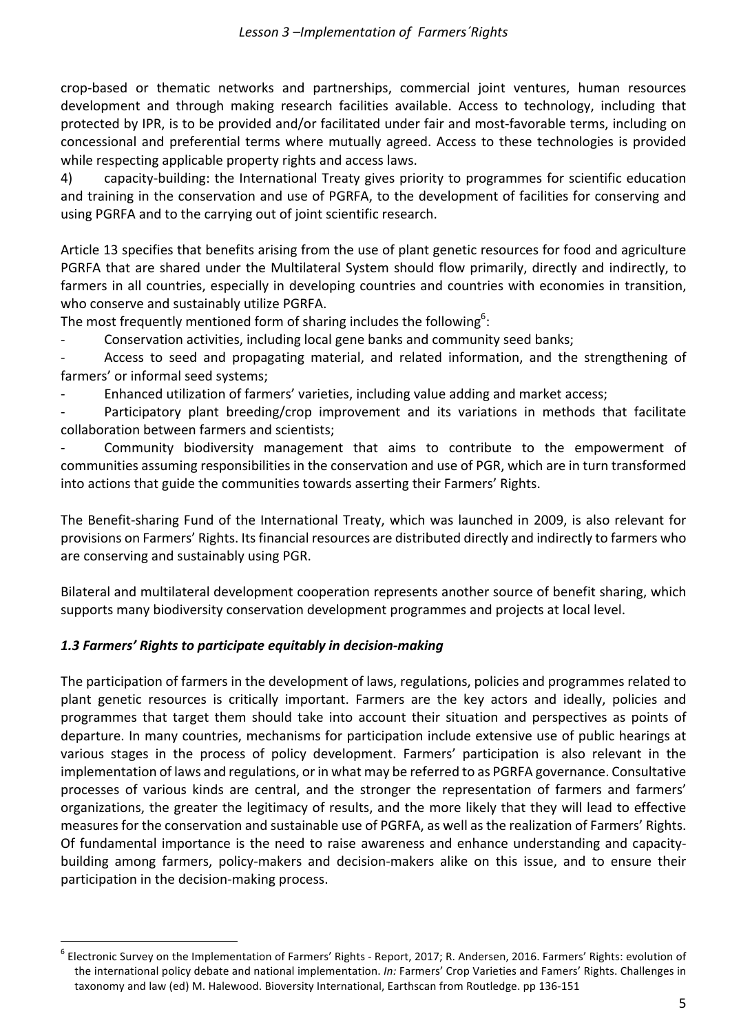crop-based or thematic networks and partnerships, commercial joint ventures, human resources development and through making research facilities available. Access to technology, including that protected by IPR, is to be provided and/or facilitated under fair and most-favorable terms, including on concessional and preferential terms where mutually agreed. Access to these technologies is provided while respecting applicable property rights and access laws.

4) capacity-building: the International Treaty gives priority to programmes for scientific education and training in the conservation and use of PGRFA, to the development of facilities for conserving and using PGRFA and to the carrying out of joint scientific research.

Article 13 specifies that benefits arising from the use of plant genetic resources for food and agriculture PGRFA that are shared under the Multilateral System should flow primarily, directly and indirectly, to farmers in all countries, especially in developing countries and countries with economies in transition, who conserve and sustainably utilize PGRFA.

The most frequently mentioned form of sharing includes the following[6]:

- Conservation activities, including local gene banks and community seed banks;
- Access to seed and propagating material, and related information, and the strengthening of farmers' or informal seed systems;
- Enhanced utilization of farmers' varieties, including value adding and market access;
- Participatory plant breeding/crop improvement and its variations in methods that facilitate collaboration between farmers and scientists;
- Community biodiversity management that aims to contribute to the empowerment of communities assuming responsibilities in the conservation and use of PGR, which are in turn transformed into actions that guide the communities towards asserting their Farmers' Rights.

The Benefit-sharing Fund of the International Treaty, which was launched in 2009, is also relevant for provisions on Farmers' Rights. Its financial resources are distributed directly and indirectly to farmers who are conserving and sustainably using PGR.

Bilateral and multilateral development cooperation represents another source of benefit sharing, which supports many biodiversity conservation development programmes and projects at local level.

### *1.3 Farmers' Rights to participate equitably in decision-making*

The participation of farmers in the development of laws, regulations, policies and programmes related to plant genetic resources is critically important. Farmers are the key actors and ideally, policies and programmes that target them should take into account their situation and perspectives as points of departure. In many countries, mechanisms for participation include extensive use of public hearings at various stages in the process of policy development. Farmers' participation is also relevant in the implementation of laws and regulations, or in what may be referred to as PGRFA governance. Consultative processes of various kinds are central, and the stronger the representation of farmers and farmers' organizations, the greater the legitimacy of results, and the more likely that they will lead to effective measures for the conservation and sustainable use of PGRFA, as well as the realization of Farmers' Rights. Of fundamental importance is the need to raise awareness and enhance understanding and capacity-building among farmers, policy-makers and decision-makers alike on this issue, and to ensure their participation in the decision-making process.

---

[6] Electronic Survey on the Implementation of Farmers' Rights - Report, 2017; R. Andersen, 2016. Farmers' Rights: evolution of the international policy debate and national implementation. *In:* Farmers' Crop Varieties and Famers' Rights. Challenges in taxonomy and law (ed) M. Halewood. Bioversity International, Earthscan from Routledge. pp 136-151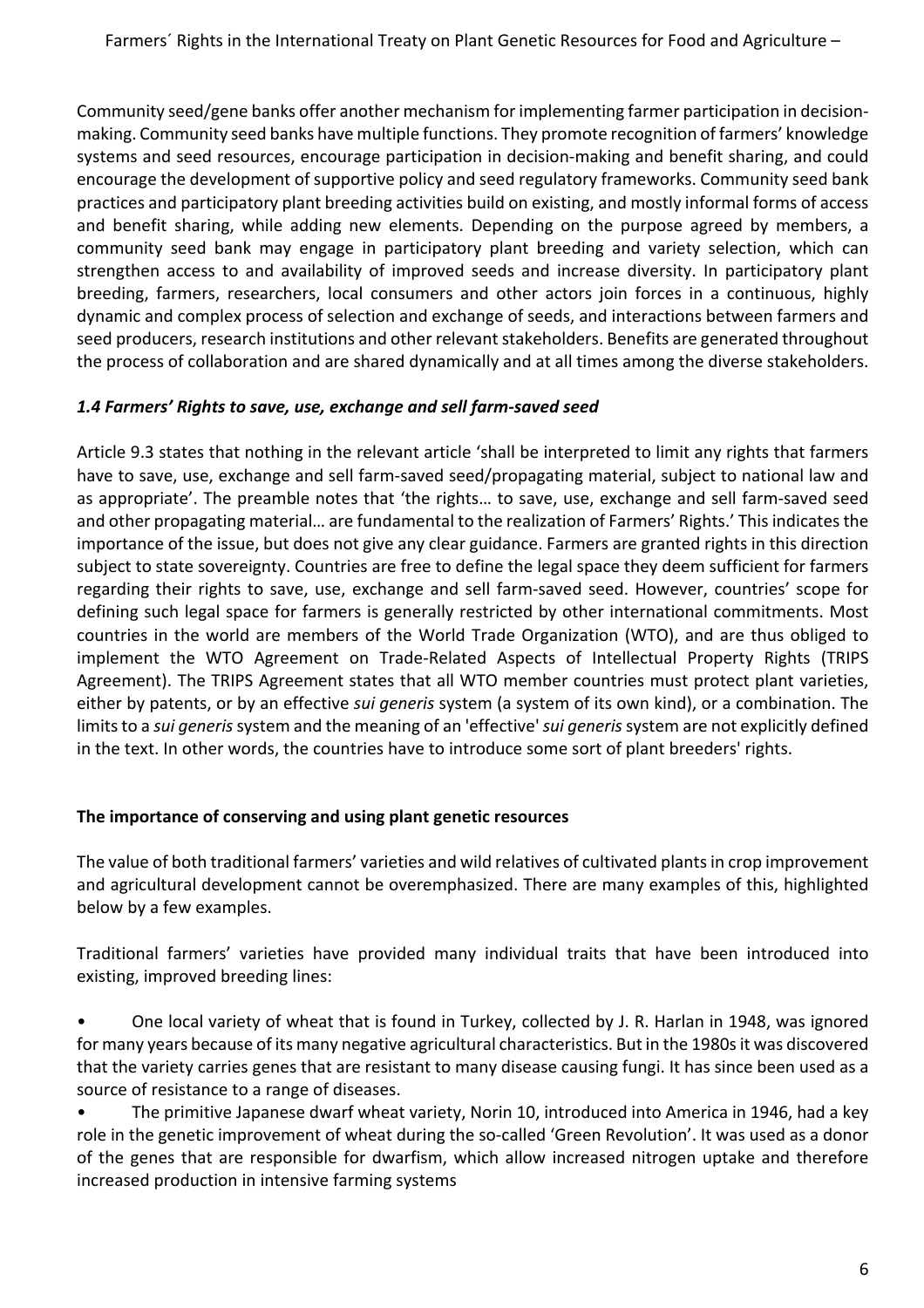Community seed/gene banks offer another mechanism for implementing farmer participation in decision-making. Community seed banks have multiple functions. They promote recognition of farmers' knowledge systems and seed resources, encourage participation in decision-making and benefit sharing, and could encourage the development of supportive policy and seed regulatory frameworks. Community seed bank practices and participatory plant breeding activities build on existing, and mostly informal forms of access and benefit sharing, while adding new elements. Depending on the purpose agreed by members, a community seed bank may engage in participatory plant breeding and variety selection, which can strengthen access to and availability of improved seeds and increase diversity. In participatory plant breeding, farmers, researchers, local consumers and other actors join forces in a continuous, highly dynamic and complex process of selection and exchange of seeds, and interactions between farmers and seed producers, research institutions and other relevant stakeholders. Benefits are generated throughout the process of collaboration and are shared dynamically and at all times among the diverse stakeholders.

### *1.4 Farmers' Rights to save, use, exchange and sell farm-saved seed*

Article 9.3 states that nothing in the relevant article 'shall be interpreted to limit any rights that farmers have to save, use, exchange and sell farm-saved seed/propagating material, subject to national law and as appropriate'. The preamble notes that 'the rights… to save, use, exchange and sell farm-saved seed and other propagating material… are fundamental to the realization of Farmers' Rights.' This indicates the importance of the issue, but does not give any clear guidance. Farmers are granted rights in this direction subject to state sovereignty. Countries are free to define the legal space they deem sufficient for farmers regarding their rights to save, use, exchange and sell farm-saved seed. However, countries' scope for defining such legal space for farmers is generally restricted by other international commitments. Most countries in the world are members of the World Trade Organization (WTO), and are thus obliged to implement the WTO Agreement on Trade-Related Aspects of Intellectual Property Rights (TRIPS Agreement). The TRIPS Agreement states that all WTO member countries must protect plant varieties, either by patents, or by an effective *sui generis* system (a system of its own kind), or a combination. The limits to a *sui generis* system and the meaning of an 'effective' *sui generis* system are not explicitly defined in the text. In other words, the countries have to introduce some sort of plant breeders' rights.

**The importance of conserving and using plant genetic resources**

The value of both traditional farmers' varieties and wild relatives of cultivated plants in crop improvement and agricultural development cannot be overemphasized. There are many examples of this, highlighted below by a few examples.

Traditional farmers' varieties have provided many individual traits that have been introduced into existing, improved breeding lines:

- One local variety of wheat that is found in Turkey, collected by J. R. Harlan in 1948, was ignored for many years because of its many negative agricultural characteristics. But in the 1980s it was discovered that the variety carries genes that are resistant to many disease causing fungi. It has since been used as a source of resistance to a range of diseases.
- The primitive Japanese dwarf wheat variety, Norin 10, introduced into America in 1946, had a key role in the genetic improvement of wheat during the so-called 'Green Revolution'. It was used as a donor of the genes that are responsible for dwarfism, which allow increased nitrogen uptake and therefore increased production in intensive farming systems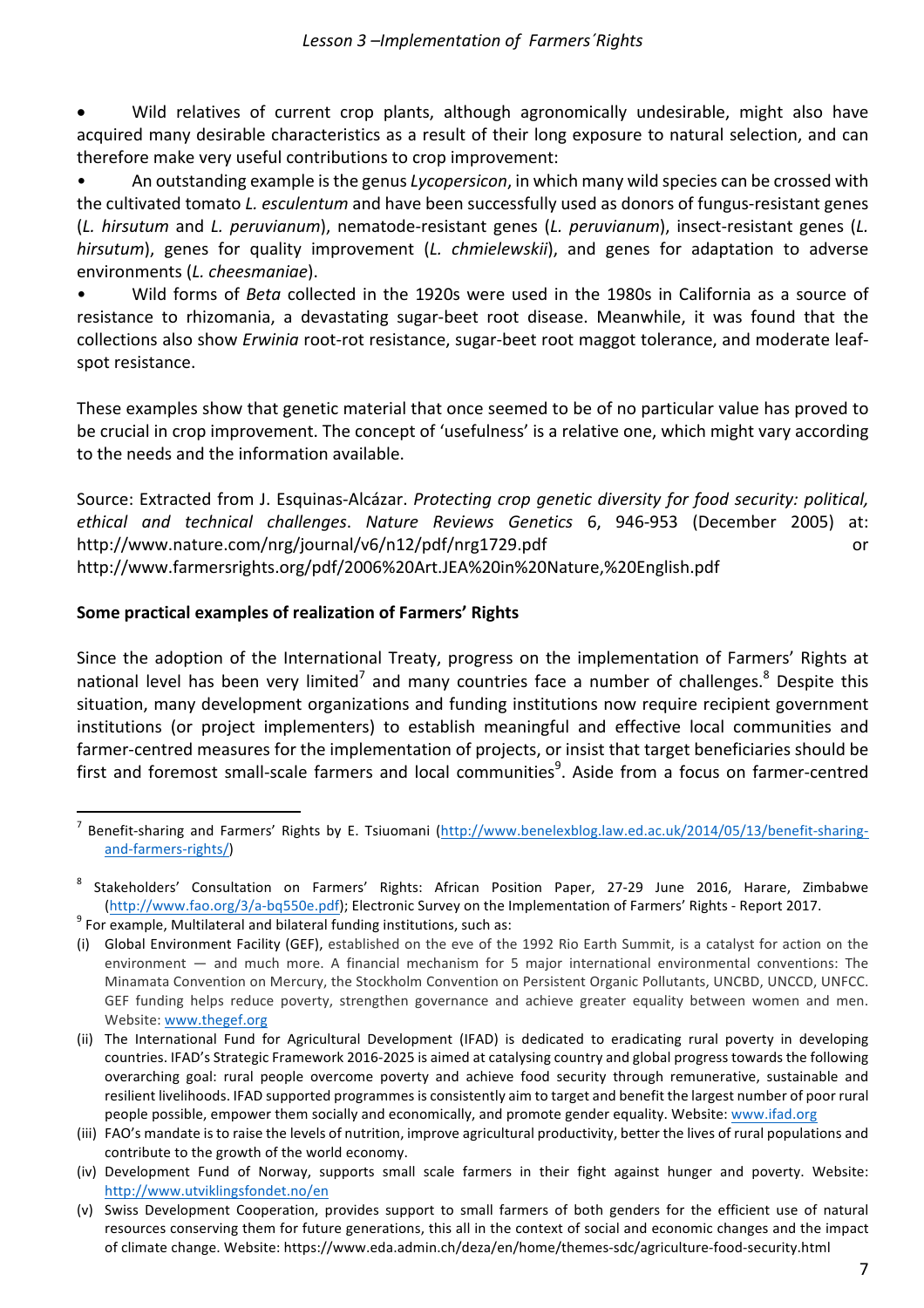- Wild relatives of current crop plants, although agronomically undesirable, might also have acquired many desirable characteristics as a result of their long exposure to natural selection, and can therefore make very useful contributions to crop improvement:
- An outstanding example is the genus *Lycopersicon*, in which many wild species can be crossed with the cultivated tomato *L. esculentum* and have been successfully used as donors of fungus-resistant genes (*L. hirsutum* and *L. peruvianum*), nematode-resistant genes (*L. peruvianum*), insect-resistant genes (*L. hirsutum*), genes for quality improvement (*L. chmielewskii*), and genes for adaptation to adverse environments (*L. cheesmaniae*).
- Wild forms of *Beta* collected in the 1920s were used in the 1980s in California as a source of resistance to rhizomania, a devastating sugar-beet root disease. Meanwhile, it was found that the collections also show *Erwinia* root-rot resistance, sugar-beet root maggot tolerance, and moderate leaf-spot resistance.

These examples show that genetic material that once seemed to be of no particular value has proved to be crucial in crop improvement. The concept of 'usefulness' is a relative one, which might vary according to the needs and the information available.

Source: Extracted from J. Esquinas-Alcázar. *Protecting crop genetic diversity for food security: political, ethical and technical challenges*. *Nature Reviews Genetics* 6, 946-953 (December 2005) at: http://www.nature.com/nrg/journal/v6/n12/pdf/nrg1729.pdf or http://www.farmersrights.org/pdf/2006%20Art.JEA%20in%20Nature,%20English.pdf

**Some practical examples of realization of Farmers' Rights**

Since the adoption of the International Treaty, progress on the implementation of Farmers' Rights at national level has been very limited[7] and many countries face a number of challenges.[8] Despite this situation, many development organizations and funding institutions now require recipient government institutions (or project implementers) to establish meaningful and effective local communities and farmer-centred measures for the implementation of projects, or insist that target beneficiaries should be first and foremost small-scale farmers and local communities[9]. Aside from a focus on farmer-centred

---

[7] Benefit-sharing and Farmers' Rights by E. Tsiuomani (http://www.benelexblog.law.ed.ac.uk/2014/05/13/benefit-sharing-and-farmers-rights/)

[8] Stakeholders' Consultation on Farmers' Rights: African Position Paper, 27-29 June 2016, Harare, Zimbabwe (http://www.fao.org/3/a-bq550e.pdf); Electronic Survey on the Implementation of Farmers' Rights - Report 2017.

[9] For example, Multilateral and bilateral funding institutions, such as:

(i) Global Environment Facility (GEF), established on the eve of the 1992 Rio Earth Summit, is a catalyst for action on the environment — and much more. A financial mechanism for 5 major international environmental conventions: The Minamata Convention on Mercury, the Stockholm Convention on Persistent Organic Pollutants, UNCBD, UNCCD, UNFCC. GEF funding helps reduce poverty, strengthen governance and achieve greater equality between women and men. Website: www.thegef.org

(ii) The International Fund for Agricultural Development (IFAD) is dedicated to eradicating rural poverty in developing countries. IFAD's Strategic Framework 2016-2025 is aimed at catalysing country and global progress towards the following overarching goal: rural people overcome poverty and achieve food security through remunerative, sustainable and resilient livelihoods. IFAD supported programmes is consistently aim to target and benefit the largest number of poor rural people possible, empower them socially and economically, and promote gender equality. Website: www.ifad.org

(iii) FAO's mandate is to raise the levels of nutrition, improve agricultural productivity, better the lives of rural populations and contribute to the growth of the world economy.

(iv) Development Fund of Norway, supports small scale farmers in their fight against hunger and poverty. Website: http://www.utviklingsfondet.no/en

(v) Swiss Development Cooperation, provides support to small farmers of both genders for the efficient use of natural resources conserving them for future generations, this all in the context of social and economic changes and the impact of climate change. Website: https://www.eda.admin.ch/deza/en/home/themes-sdc/agriculture-food-security.html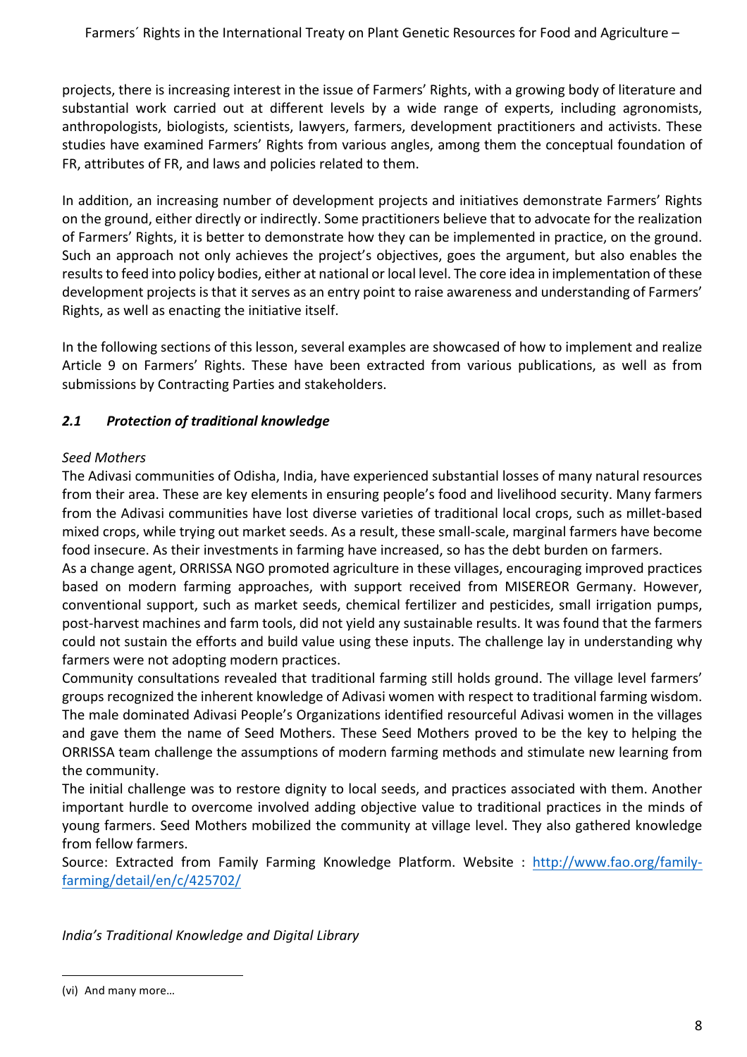projects, there is increasing interest in the issue of Farmers' Rights, with a growing body of literature and substantial work carried out at different levels by a wide range of experts, including agronomists, anthropologists, biologists, scientists, lawyers, farmers, development practitioners and activists. These studies have examined Farmers' Rights from various angles, among them the conceptual foundation of FR, attributes of FR, and laws and policies related to them.

In addition, an increasing number of development projects and initiatives demonstrate Farmers' Rights on the ground, either directly or indirectly. Some practitioners believe that to advocate for the realization of Farmers' Rights, it is better to demonstrate how they can be implemented in practice, on the ground. Such an approach not only achieves the project's objectives, goes the argument, but also enables the results to feed into policy bodies, either at national or local level. The core idea in implementation of these development projects is that it serves as an entry point to raise awareness and understanding of Farmers' Rights, as well as enacting the initiative itself.

In the following sections of this lesson, several examples are showcased of how to implement and realize Article 9 on Farmers' Rights. These have been extracted from various publications, as well as from submissions by Contracting Parties and stakeholders.

### *2.1 Protection of traditional knowledge*

*Seed Mothers*

The Adivasi communities of Odisha, India, have experienced substantial losses of many natural resources from their area. These are key elements in ensuring people's food and livelihood security. Many farmers from the Adivasi communities have lost diverse varieties of traditional local crops, such as millet-based mixed crops, while trying out market seeds. As a result, these small-scale, marginal farmers have become food insecure. As their investments in farming have increased, so has the debt burden on farmers.

As a change agent, ORRISSA NGO promoted agriculture in these villages, encouraging improved practices based on modern farming approaches, with support received from MISEREOR Germany. However, conventional support, such as market seeds, chemical fertilizer and pesticides, small irrigation pumps, post-harvest machines and farm tools, did not yield any sustainable results. It was found that the farmers could not sustain the efforts and build value using these inputs. The challenge lay in understanding why farmers were not adopting modern practices.

Community consultations revealed that traditional farming still holds ground. The village level farmers' groups recognized the inherent knowledge of Adivasi women with respect to traditional farming wisdom. The male dominated Adivasi People's Organizations identified resourceful Adivasi women in the villages and gave them the name of Seed Mothers. These Seed Mothers proved to be the key to helping the ORRISSA team challenge the assumptions of modern farming methods and stimulate new learning from the community.

The initial challenge was to restore dignity to local seeds, and practices associated with them. Another important hurdle to overcome involved adding objective value to traditional practices in the minds of young farmers. Seed Mothers mobilized the community at village level. They also gathered knowledge from fellow farmers.

Source: Extracted from Family Farming Knowledge Platform. Website : [http://www.fao.org/family-farming/detail/en/c/425702/](http://www.fao.org/family-farming/detail/en/c/425702/)

*India's Traditional Knowledge and Digital Library*

---

(vi) And many more…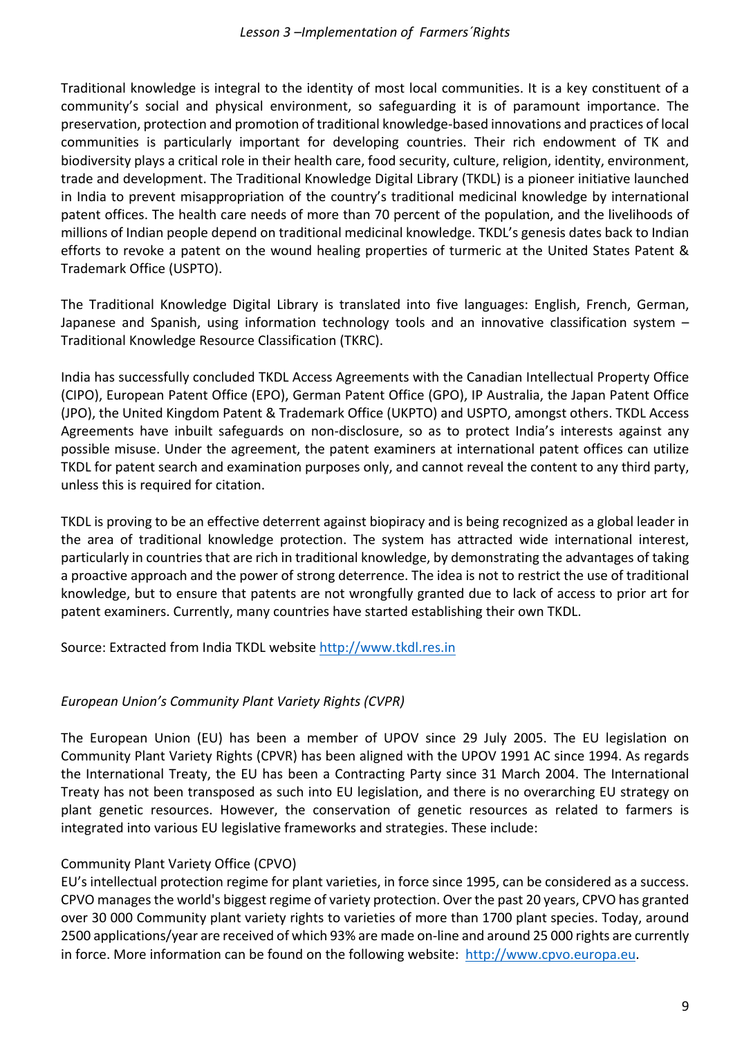Traditional knowledge is integral to the identity of most local communities. It is a key constituent of a community's social and physical environment, so safeguarding it is of paramount importance. The preservation, protection and promotion of traditional knowledge-based innovations and practices of local communities is particularly important for developing countries. Their rich endowment of TK and biodiversity plays a critical role in their health care, food security, culture, religion, identity, environment, trade and development. The Traditional Knowledge Digital Library (TKDL) is a pioneer initiative launched in India to prevent misappropriation of the country's traditional medicinal knowledge by international patent offices. The health care needs of more than 70 percent of the population, and the livelihoods of millions of Indian people depend on traditional medicinal knowledge. TKDL's genesis dates back to Indian efforts to revoke a patent on the wound healing properties of turmeric at the United States Patent & Trademark Office (USPTO).

The Traditional Knowledge Digital Library is translated into five languages: English, French, German, Japanese and Spanish, using information technology tools and an innovative classification system – Traditional Knowledge Resource Classification (TKRC).

India has successfully concluded TKDL Access Agreements with the Canadian Intellectual Property Office (CIPO), European Patent Office (EPO), German Patent Office (GPO), IP Australia, the Japan Patent Office (JPO), the United Kingdom Patent & Trademark Office (UKPTO) and USPTO, amongst others. TKDL Access Agreements have inbuilt safeguards on non-disclosure, so as to protect India's interests against any possible misuse. Under the agreement, the patent examiners at international patent offices can utilize TKDL for patent search and examination purposes only, and cannot reveal the content to any third party, unless this is required for citation.

TKDL is proving to be an effective deterrent against biopiracy and is being recognized as a global leader in the area of traditional knowledge protection. The system has attracted wide international interest, particularly in countries that are rich in traditional knowledge, by demonstrating the advantages of taking a proactive approach and the power of strong deterrence. The idea is not to restrict the use of traditional knowledge, but to ensure that patents are not wrongfully granted due to lack of access to prior art for patent examiners. Currently, many countries have started establishing their own TKDL.

Source: Extracted from India TKDL website http://www.tkdl.res.in

*European Union's Community Plant Variety Rights (CVPR)*

The European Union (EU) has been a member of UPOV since 29 July 2005. The EU legislation on Community Plant Variety Rights (CPVR) has been aligned with the UPOV 1991 AC since 1994. As regards the International Treaty, the EU has been a Contracting Party since 31 March 2004. The International Treaty has not been transposed as such into EU legislation, and there is no overarching EU strategy on plant genetic resources. However, the conservation of genetic resources as related to farmers is integrated into various EU legislative frameworks and strategies. These include:

Community Plant Variety Office (CPVO)
EU's intellectual protection regime for plant varieties, in force since 1995, can be considered as a success. CPVO manages the world's biggest regime of variety protection. Over the past 20 years, CPVO has granted over 30 000 Community plant variety rights to varieties of more than 1700 plant species. Today, around 2500 applications/year are received of which 93% are made on-line and around 25 000 rights are currently in force. More information can be found on the following website: http://www.cpvo.europa.eu.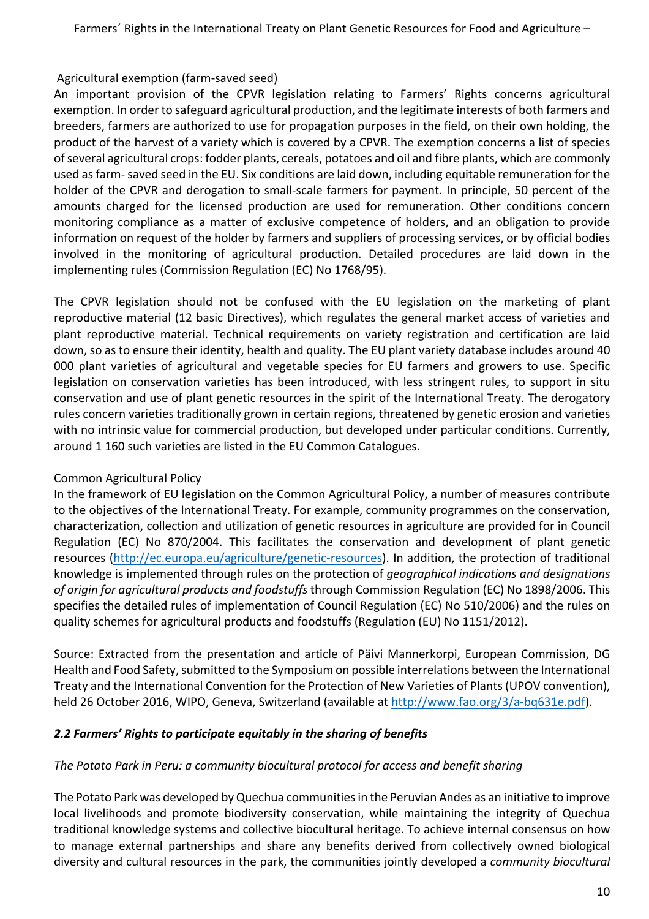Agricultural exemption (farm-saved seed)

An important provision of the CPVR legislation relating to Farmers' Rights concerns agricultural exemption. In order to safeguard agricultural production, and the legitimate interests of both farmers and breeders, farmers are authorized to use for propagation purposes in the field, on their own holding, the product of the harvest of a variety which is covered by a CPVR. The exemption concerns a list of species of several agricultural crops: fodder plants, cereals, potatoes and oil and fibre plants, which are commonly used as farm- saved seed in the EU. Six conditions are laid down, including equitable remuneration for the holder of the CPVR and derogation to small-scale farmers for payment. In principle, 50 percent of the amounts charged for the licensed production are used for remuneration. Other conditions concern monitoring compliance as a matter of exclusive competence of holders, and an obligation to provide information on request of the holder by farmers and suppliers of processing services, or by official bodies involved in the monitoring of agricultural production. Detailed procedures are laid down in the implementing rules (Commission Regulation (EC) No 1768/95).

The CPVR legislation should not be confused with the EU legislation on the marketing of plant reproductive material (12 basic Directives), which regulates the general market access of varieties and plant reproductive material. Technical requirements on variety registration and certification are laid down, so as to ensure their identity, health and quality. The EU plant variety database includes around 40 000 plant varieties of agricultural and vegetable species for EU farmers and growers to use. Specific legislation on conservation varieties has been introduced, with less stringent rules, to support in situ conservation and use of plant genetic resources in the spirit of the International Treaty. The derogatory rules concern varieties traditionally grown in certain regions, threatened by genetic erosion and varieties with no intrinsic value for commercial production, but developed under particular conditions. Currently, around 1 160 such varieties are listed in the EU Common Catalogues.

Common Agricultural Policy

In the framework of EU legislation on the Common Agricultural Policy, a number of measures contribute to the objectives of the International Treaty. For example, community programmes on the conservation, characterization, collection and utilization of genetic resources in agriculture are provided for in Council Regulation (EC) No 870/2004. This facilitates the conservation and development of plant genetic resources (http://ec.europa.eu/agriculture/genetic-resources). In addition, the protection of traditional knowledge is implemented through rules on the protection of *geographical indications and designations of origin for agricultural products and foodstuffs* through Commission Regulation (EC) No 1898/2006. This specifies the detailed rules of implementation of Council Regulation (EC) No 510/2006) and the rules on quality schemes for agricultural products and foodstuffs (Regulation (EU) No 1151/2012).

Source: Extracted from the presentation and article of Päivi Mannerkorpi, European Commission, DG Health and Food Safety, submitted to the Symposium on possible interrelations between the International Treaty and the International Convention for the Protection of New Varieties of Plants (UPOV convention), held 26 October 2016, WIPO, Geneva, Switzerland (available at http://www.fao.org/3/a-bq631e.pdf).

### *2.2 Farmers' Rights to participate equitably in the sharing of benefits*

*The Potato Park in Peru: a community biocultural protocol for access and benefit sharing*

The Potato Park was developed by Quechua communities in the Peruvian Andes as an initiative to improve local livelihoods and promote biodiversity conservation, while maintaining the integrity of Quechua traditional knowledge systems and collective biocultural heritage. To achieve internal consensus on how to manage external partnerships and share any benefits derived from collectively owned biological diversity and cultural resources in the park, the communities jointly developed a *community biocultural*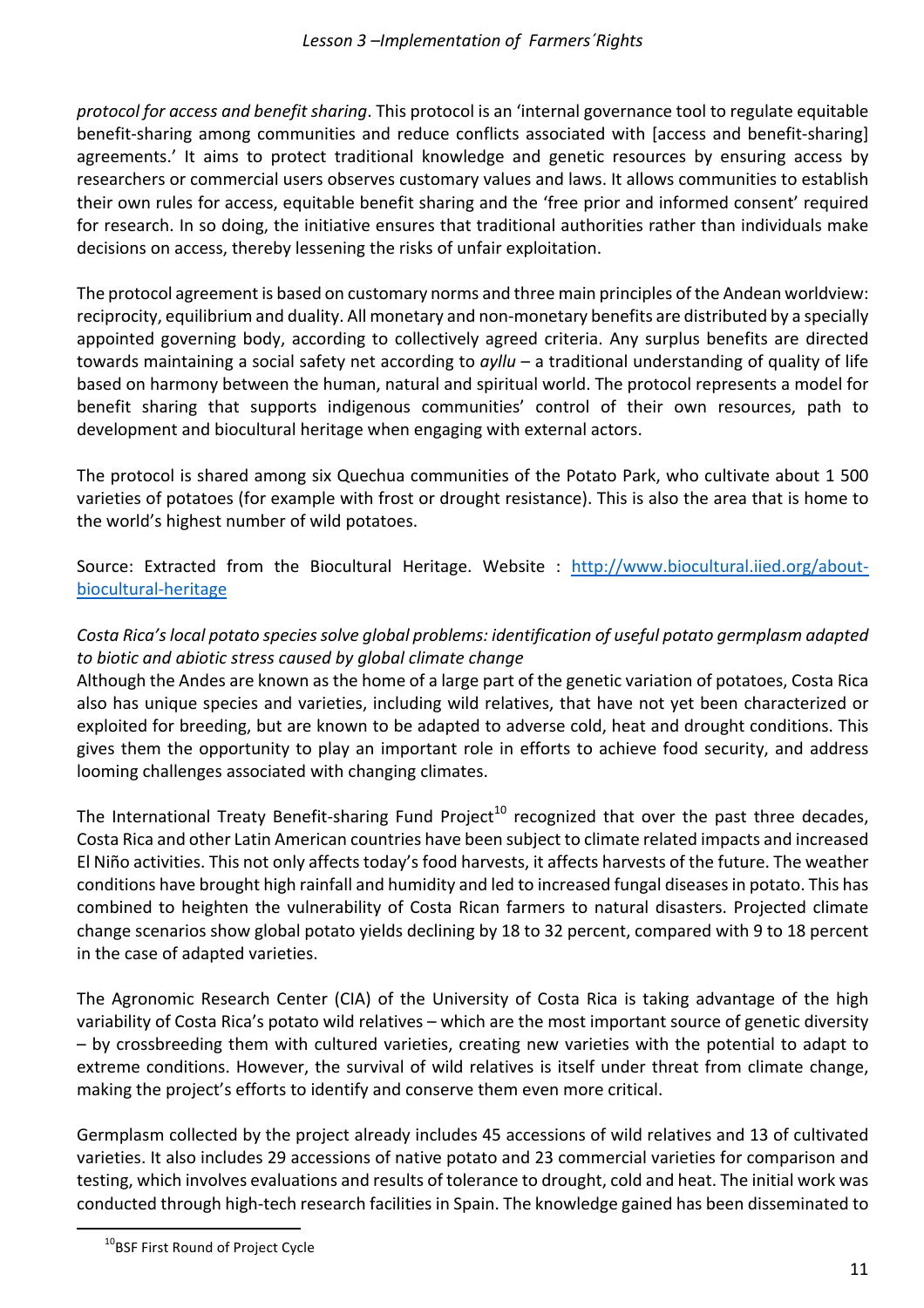*protocol for access and benefit sharing*. This protocol is an 'internal governance tool to regulate equitable benefit-sharing among communities and reduce conflicts associated with [access and benefit-sharing] agreements.' It aims to protect traditional knowledge and genetic resources by ensuring access by researchers or commercial users observes customary values and laws. It allows communities to establish their own rules for access, equitable benefit sharing and the 'free prior and informed consent' required for research. In so doing, the initiative ensures that traditional authorities rather than individuals make decisions on access, thereby lessening the risks of unfair exploitation.

The protocol agreement is based on customary norms and three main principles of the Andean worldview: reciprocity, equilibrium and duality. All monetary and non-monetary benefits are distributed by a specially appointed governing body, according to collectively agreed criteria. Any surplus benefits are directed towards maintaining a social safety net according to *ayllu* – a traditional understanding of quality of life based on harmony between the human, natural and spiritual world. The protocol represents a model for benefit sharing that supports indigenous communities' control of their own resources, path to development and biocultural heritage when engaging with external actors.

The protocol is shared among six Quechua communities of the Potato Park, who cultivate about 1 500 varieties of potatoes (for example with frost or drought resistance). This is also the area that is home to the world's highest number of wild potatoes.

Source: Extracted from the Biocultural Heritage. Website : [http://www.biocultural.iied.org/about-biocultural-heritage](http://www.biocultural.iied.org/about-biocultural-heritage)

*Costa Rica's local potato species solve global problems: identification of useful potato germplasm adapted to biotic and abiotic stress caused by global climate change*

Although the Andes are known as the home of a large part of the genetic variation of potatoes, Costa Rica also has unique species and varieties, including wild relatives, that have not yet been characterized or exploited for breeding, but are known to be adapted to adverse cold, heat and drought conditions. This gives them the opportunity to play an important role in efforts to achieve food security, and address looming challenges associated with changing climates.

The International Treaty Benefit-sharing Fund Project[10] recognized that over the past three decades, Costa Rica and other Latin American countries have been subject to climate related impacts and increased El Niño activities. This not only affects today's food harvests, it affects harvests of the future. The weather conditions have brought high rainfall and humidity and led to increased fungal diseases in potato. This has combined to heighten the vulnerability of Costa Rican farmers to natural disasters. Projected climate change scenarios show global potato yields declining by 18 to 32 percent, compared with 9 to 18 percent in the case of adapted varieties.

The Agronomic Research Center (CIA) of the University of Costa Rica is taking advantage of the high variability of Costa Rica's potato wild relatives – which are the most important source of genetic diversity – by crossbreeding them with cultured varieties, creating new varieties with the potential to adapt to extreme conditions. However, the survival of wild relatives is itself under threat from climate change, making the project's efforts to identify and conserve them even more critical.

Germplasm collected by the project already includes 45 accessions of wild relatives and 13 of cultivated varieties. It also includes 29 accessions of native potato and 23 commercial varieties for comparison and testing, which involves evaluations and results of tolerance to drought, cold and heat. The initial work was conducted through high-tech research facilities in Spain. The knowledge gained has been disseminated to

[10] BSF First Round of Project Cycle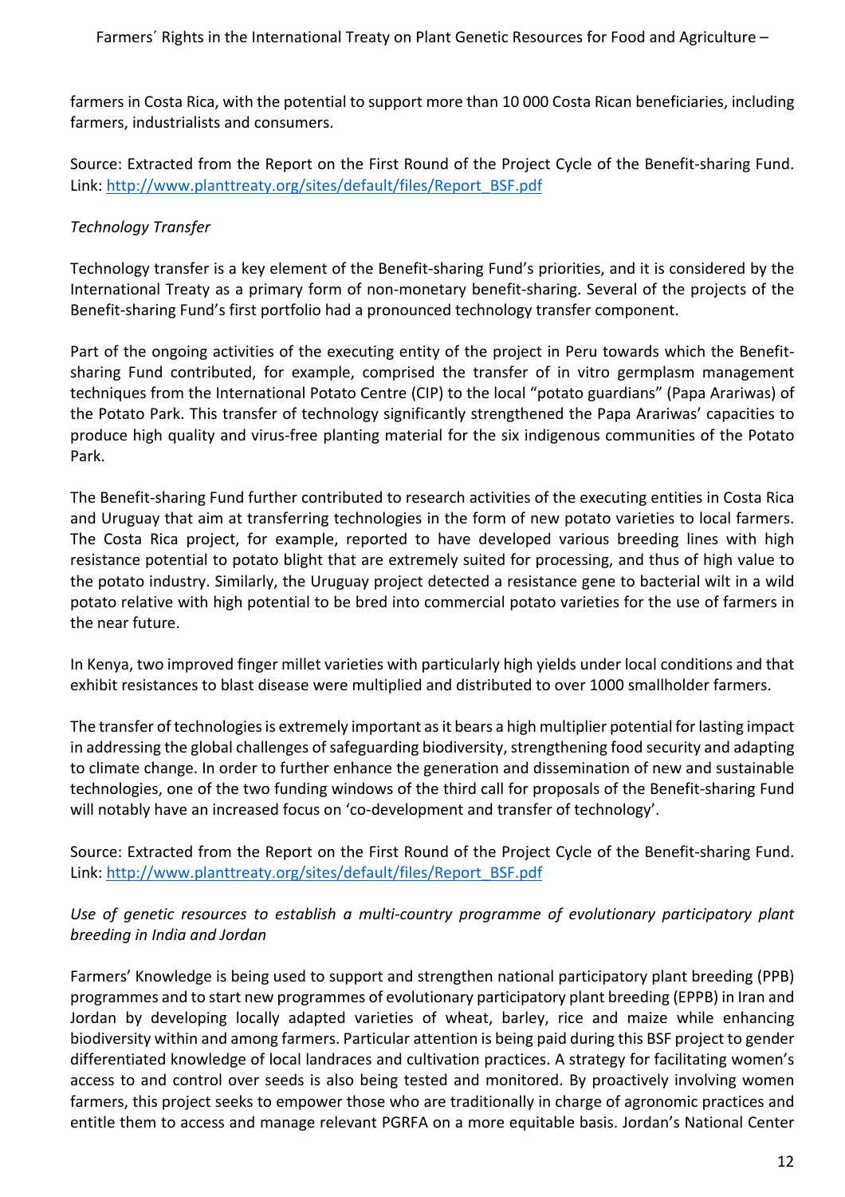farmers in Costa Rica, with the potential to support more than 10 000 Costa Rican beneficiaries, including farmers, industrialists and consumers.

Source: Extracted from the Report on the First Round of the Project Cycle of the Benefit-sharing Fund. Link: http://www.planttreaty.org/sites/default/files/Report_BSF.pdf

*Technology Transfer*

Technology transfer is a key element of the Benefit-sharing Fund's priorities, and it is considered by the International Treaty as a primary form of non-monetary benefit-sharing. Several of the projects of the Benefit-sharing Fund's first portfolio had a pronounced technology transfer component.

Part of the ongoing activities of the executing entity of the project in Peru towards which the Benefit-sharing Fund contributed, for example, comprised the transfer of in vitro germplasm management techniques from the International Potato Centre (CIP) to the local "potato guardians" (Papa Arariwas) of the Potato Park. This transfer of technology significantly strengthened the Papa Arariwas' capacities to produce high quality and virus-free planting material for the six indigenous communities of the Potato Park.

The Benefit-sharing Fund further contributed to research activities of the executing entities in Costa Rica and Uruguay that aim at transferring technologies in the form of new potato varieties to local farmers. The Costa Rica project, for example, reported to have developed various breeding lines with high resistance potential to potato blight that are extremely suited for processing, and thus of high value to the potato industry. Similarly, the Uruguay project detected a resistance gene to bacterial wilt in a wild potato relative with high potential to be bred into commercial potato varieties for the use of farmers in the near future.

In Kenya, two improved finger millet varieties with particularly high yields under local conditions and that exhibit resistances to blast disease were multiplied and distributed to over 1000 smallholder farmers.

The transfer of technologies is extremely important as it bears a high multiplier potential for lasting impact in addressing the global challenges of safeguarding biodiversity, strengthening food security and adapting to climate change. In order to further enhance the generation and dissemination of new and sustainable technologies, one of the two funding windows of the third call for proposals of the Benefit-sharing Fund will notably have an increased focus on 'co-development and transfer of technology'.

Source: Extracted from the Report on the First Round of the Project Cycle of the Benefit-sharing Fund. Link: http://www.planttreaty.org/sites/default/files/Report_BSF.pdf

*Use of genetic resources to establish a multi-country programme of evolutionary participatory plant breeding in India and Jordan*

Farmers' Knowledge is being used to support and strengthen national participatory plant breeding (PPB) programmes and to start new programmes of evolutionary participatory plant breeding (EPPB) in Iran and Jordan by developing locally adapted varieties of wheat, barley, rice and maize while enhancing biodiversity within and among farmers. Particular attention is being paid during this BSF project to gender differentiated knowledge of local landraces and cultivation practices. A strategy for facilitating women's access to and control over seeds is also being tested and monitored. By proactively involving women farmers, this project seeks to empower those who are traditionally in charge of agronomic practices and entitle them to access and manage relevant PGRFA on a more equitable basis. Jordan's National Center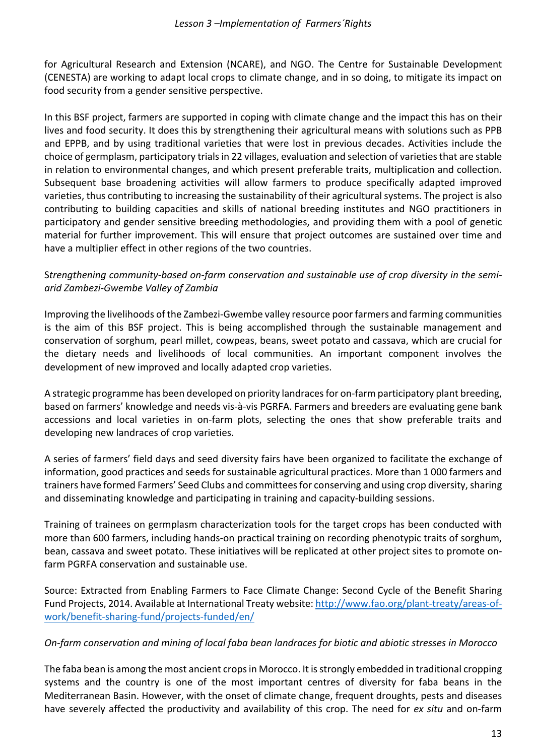for Agricultural Research and Extension (NCARE), and NGO. The Centre for Sustainable Development (CENESTA) are working to adapt local crops to climate change, and in so doing, to mitigate its impact on food security from a gender sensitive perspective.

In this BSF project, farmers are supported in coping with climate change and the impact this has on their lives and food security. It does this by strengthening their agricultural means with solutions such as PPB and EPPB, and by using traditional varieties that were lost in previous decades. Activities include the choice of germplasm, participatory trials in 22 villages, evaluation and selection of varieties that are stable in relation to environmental changes, and which present preferable traits, multiplication and collection. Subsequent base broadening activities will allow farmers to produce specifically adapted improved varieties, thus contributing to increasing the sustainability of their agricultural systems. The project is also contributing to building capacities and skills of national breeding institutes and NGO practitioners in participatory and gender sensitive breeding methodologies, and providing them with a pool of genetic material for further improvement. This will ensure that project outcomes are sustained over time and have a multiplier effect in other regions of the two countries.

*Strengthening community-based on-farm conservation and sustainable use of crop diversity in the semi-arid Zambezi-Gwembe Valley of Zambia*

Improving the livelihoods of the Zambezi-Gwembe valley resource poor farmers and farming communities is the aim of this BSF project. This is being accomplished through the sustainable management and conservation of sorghum, pearl millet, cowpeas, beans, sweet potato and cassava, which are crucial for the dietary needs and livelihoods of local communities. An important component involves the development of new improved and locally adapted crop varieties.

A strategic programme has been developed on priority landraces for on-farm participatory plant breeding, based on farmers' knowledge and needs vis-à-vis PGRFA. Farmers and breeders are evaluating gene bank accessions and local varieties in on-farm plots, selecting the ones that show preferable traits and developing new landraces of crop varieties.

A series of farmers' field days and seed diversity fairs have been organized to facilitate the exchange of information, good practices and seeds for sustainable agricultural practices. More than 1 000 farmers and trainers have formed Farmers' Seed Clubs and committees for conserving and using crop diversity, sharing and disseminating knowledge and participating in training and capacity-building sessions.

Training of trainees on germplasm characterization tools for the target crops has been conducted with more than 600 farmers, including hands-on practical training on recording phenotypic traits of sorghum, bean, cassava and sweet potato. These initiatives will be replicated at other project sites to promote on-farm PGRFA conservation and sustainable use.

Source: Extracted from Enabling Farmers to Face Climate Change: Second Cycle of the Benefit Sharing Fund Projects, 2014. Available at International Treaty website: [http://www.fao.org/plant-treaty/areas-of-work/benefit-sharing-fund/projects-funded/en/](http://www.fao.org/plant-treaty/areas-of-work/benefit-sharing-fund/projects-funded/en/)

*On-farm conservation and mining of local faba bean landraces for biotic and abiotic stresses in Morocco*

The faba bean is among the most ancient crops in Morocco. It is strongly embedded in traditional cropping systems and the country is one of the most important centres of diversity for faba beans in the Mediterranean Basin. However, with the onset of climate change, frequent droughts, pests and diseases have severely affected the productivity and availability of this crop. The need for *ex situ* and on-farm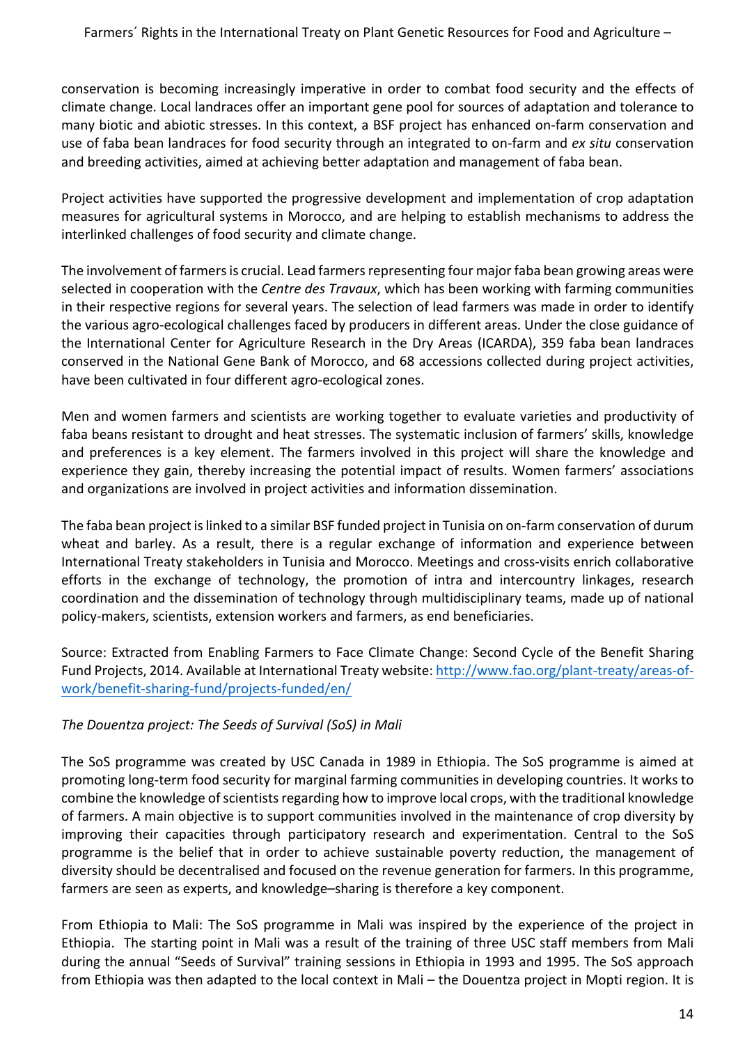conservation is becoming increasingly imperative in order to combat food security and the effects of climate change. Local landraces offer an important gene pool for sources of adaptation and tolerance to many biotic and abiotic stresses. In this context, a BSF project has enhanced on-farm conservation and use of faba bean landraces for food security through an integrated to on-farm and *ex situ* conservation and breeding activities, aimed at achieving better adaptation and management of faba bean.

Project activities have supported the progressive development and implementation of crop adaptation measures for agricultural systems in Morocco, and are helping to establish mechanisms to address the interlinked challenges of food security and climate change.

The involvement of farmers is crucial. Lead farmers representing four major faba bean growing areas were selected in cooperation with the *Centre des Travaux*, which has been working with farming communities in their respective regions for several years. The selection of lead farmers was made in order to identify the various agro-ecological challenges faced by producers in different areas. Under the close guidance of the International Center for Agriculture Research in the Dry Areas (ICARDA), 359 faba bean landraces conserved in the National Gene Bank of Morocco, and 68 accessions collected during project activities, have been cultivated in four different agro-ecological zones.

Men and women farmers and scientists are working together to evaluate varieties and productivity of faba beans resistant to drought and heat stresses. The systematic inclusion of farmers' skills, knowledge and preferences is a key element. The farmers involved in this project will share the knowledge and experience they gain, thereby increasing the potential impact of results. Women farmers' associations and organizations are involved in project activities and information dissemination.

The faba bean project is linked to a similar BSF funded project in Tunisia on on-farm conservation of durum wheat and barley. As a result, there is a regular exchange of information and experience between International Treaty stakeholders in Tunisia and Morocco. Meetings and cross-visits enrich collaborative efforts in the exchange of technology, the promotion of intra and intercountry linkages, research coordination and the dissemination of technology through multidisciplinary teams, made up of national policy-makers, scientists, extension workers and farmers, as end beneficiaries.

Source: Extracted from Enabling Farmers to Face Climate Change: Second Cycle of the Benefit Sharing Fund Projects, 2014. Available at International Treaty website: [http://www.fao.org/plant-treaty/areas-of-work/benefit-sharing-fund/projects-funded/en/](http://www.fao.org/plant-treaty/areas-of-work/benefit-sharing-fund/projects-funded/en/)

*The Douentza project: The Seeds of Survival (SoS) in Mali*

The SoS programme was created by USC Canada in 1989 in Ethiopia. The SoS programme is aimed at promoting long-term food security for marginal farming communities in developing countries. It works to combine the knowledge of scientists regarding how to improve local crops, with the traditional knowledge of farmers. A main objective is to support communities involved in the maintenance of crop diversity by improving their capacities through participatory research and experimentation. Central to the SoS programme is the belief that in order to achieve sustainable poverty reduction, the management of diversity should be decentralised and focused on the revenue generation for farmers. In this programme, farmers are seen as experts, and knowledge–sharing is therefore a key component.

From Ethiopia to Mali: The SoS programme in Mali was inspired by the experience of the project in Ethiopia. The starting point in Mali was a result of the training of three USC staff members from Mali during the annual "Seeds of Survival" training sessions in Ethiopia in 1993 and 1995. The SoS approach from Ethiopia was then adapted to the local context in Mali – the Douentza project in Mopti region. It is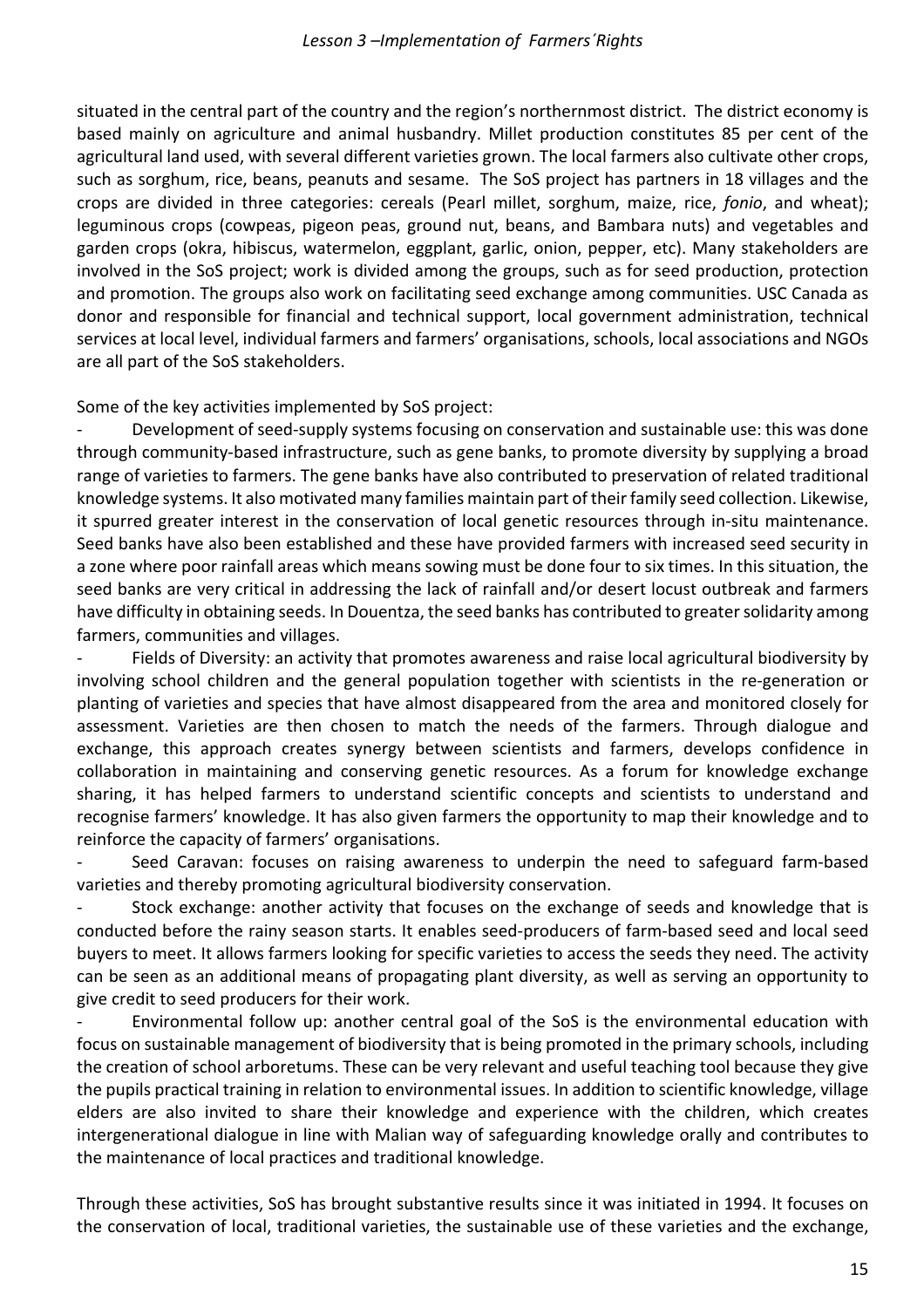situated in the central part of the country and the region's northernmost district. The district economy is based mainly on agriculture and animal husbandry. Millet production constitutes 85 per cent of the agricultural land used, with several different varieties grown. The local farmers also cultivate other crops, such as sorghum, rice, beans, peanuts and sesame. The SoS project has partners in 18 villages and the crops are divided in three categories: cereals (Pearl millet, sorghum, maize, rice, *fonio*, and wheat); leguminous crops (cowpeas, pigeon peas, ground nut, beans, and Bambara nuts) and vegetables and garden crops (okra, hibiscus, watermelon, eggplant, garlic, onion, pepper, etc). Many stakeholders are involved in the SoS project; work is divided among the groups, such as for seed production, protection and promotion. The groups also work on facilitating seed exchange among communities. USC Canada as donor and responsible for financial and technical support, local government administration, technical services at local level, individual farmers and farmers' organisations, schools, local associations and NGOs are all part of the SoS stakeholders.

Some of the key activities implemented by SoS project:

- Development of seed-supply systems focusing on conservation and sustainable use: this was done through community-based infrastructure, such as gene banks, to promote diversity by supplying a broad range of varieties to farmers. The gene banks have also contributed to preservation of related traditional knowledge systems. It also motivated many families maintain part of their family seed collection. Likewise, it spurred greater interest in the conservation of local genetic resources through in-situ maintenance. Seed banks have also been established and these have provided farmers with increased seed security in a zone where poor rainfall areas which means sowing must be done four to six times. In this situation, the seed banks are very critical in addressing the lack of rainfall and/or desert locust outbreak and farmers have difficulty in obtaining seeds. In Douentza, the seed banks has contributed to greater solidarity among farmers, communities and villages.
- Fields of Diversity: an activity that promotes awareness and raise local agricultural biodiversity by involving school children and the general population together with scientists in the re-generation or planting of varieties and species that have almost disappeared from the area and monitored closely for assessment. Varieties are then chosen to match the needs of the farmers. Through dialogue and exchange, this approach creates synergy between scientists and farmers, develops confidence in collaboration in maintaining and conserving genetic resources. As a forum for knowledge exchange sharing, it has helped farmers to understand scientific concepts and scientists to understand and recognise farmers' knowledge. It has also given farmers the opportunity to map their knowledge and to reinforce the capacity of farmers' organisations.
- Seed Caravan: focuses on raising awareness to underpin the need to safeguard farm-based varieties and thereby promoting agricultural biodiversity conservation.
- Stock exchange: another activity that focuses on the exchange of seeds and knowledge that is conducted before the rainy season starts. It enables seed-producers of farm-based seed and local seed buyers to meet. It allows farmers looking for specific varieties to access the seeds they need. The activity can be seen as an additional means of propagating plant diversity, as well as serving an opportunity to give credit to seed producers for their work.
- Environmental follow up: another central goal of the SoS is the environmental education with focus on sustainable management of biodiversity that is being promoted in the primary schools, including the creation of school arboretums. These can be very relevant and useful teaching tool because they give the pupils practical training in relation to environmental issues. In addition to scientific knowledge, village elders are also invited to share their knowledge and experience with the children, which creates intergenerational dialogue in line with Malian way of safeguarding knowledge orally and contributes to the maintenance of local practices and traditional knowledge.

Through these activities, SoS has brought substantive results since it was initiated in 1994. It focuses on the conservation of local, traditional varieties, the sustainable use of these varieties and the exchange,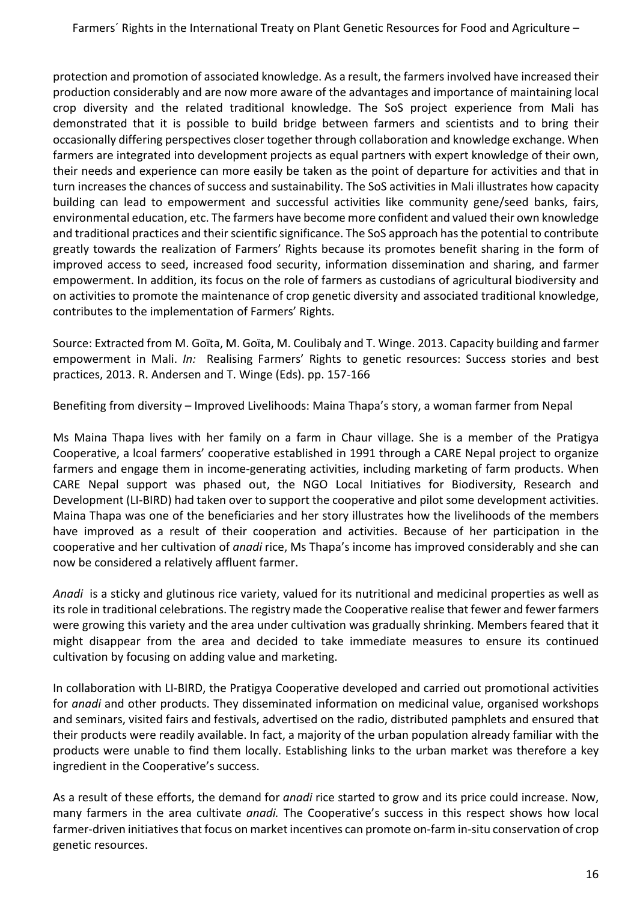protection and promotion of associated knowledge. As a result, the farmers involved have increased their production considerably and are now more aware of the advantages and importance of maintaining local crop diversity and the related traditional knowledge. The SoS project experience from Mali has demonstrated that it is possible to build bridge between farmers and scientists and to bring their occasionally differing perspectives closer together through collaboration and knowledge exchange. When farmers are integrated into development projects as equal partners with expert knowledge of their own, their needs and experience can more easily be taken as the point of departure for activities and that in turn increases the chances of success and sustainability. The SoS activities in Mali illustrates how capacity building can lead to empowerment and successful activities like community gene/seed banks, fairs, environmental education, etc. The farmers have become more confident and valued their own knowledge and traditional practices and their scientific significance. The SoS approach has the potential to contribute greatly towards the realization of Farmers' Rights because its promotes benefit sharing in the form of improved access to seed, increased food security, information dissemination and sharing, and farmer empowerment. In addition, its focus on the role of farmers as custodians of agricultural biodiversity and on activities to promote the maintenance of crop genetic diversity and associated traditional knowledge, contributes to the implementation of Farmers' Rights.

Source: Extracted from M. Goïta, M. Goïta, M. Coulibaly and T. Winge. 2013. Capacity building and farmer empowerment in Mali. *In:* Realising Farmers' Rights to genetic resources: Success stories and best practices, 2013. R. Andersen and T. Winge (Eds). pp. 157-166

Benefiting from diversity – Improved Livelihoods: Maina Thapa's story, a woman farmer from Nepal

Ms Maina Thapa lives with her family on a farm in Chaur village. She is a member of the Pratigya Cooperative, a lcoal farmers' cooperative established in 1991 through a CARE Nepal project to organize farmers and engage them in income-generating activities, including marketing of farm products. When CARE Nepal support was phased out, the NGO Local Initiatives for Biodiversity, Research and Development (LI-BIRD) had taken over to support the cooperative and pilot some development activities. Maina Thapa was one of the beneficiaries and her story illustrates how the livelihoods of the members have improved as a result of their cooperation and activities. Because of her participation in the cooperative and her cultivation of *anadi* rice, Ms Thapa's income has improved considerably and she can now be considered a relatively affluent farmer.

*Anadi* is a sticky and glutinous rice variety, valued for its nutritional and medicinal properties as well as its role in traditional celebrations. The registry made the Cooperative realise that fewer and fewer farmers were growing this variety and the area under cultivation was gradually shrinking. Members feared that it might disappear from the area and decided to take immediate measures to ensure its continued cultivation by focusing on adding value and marketing.

In collaboration with LI-BIRD, the Pratigya Cooperative developed and carried out promotional activities for *anadi* and other products. They disseminated information on medicinal value, organised workshops and seminars, visited fairs and festivals, advertised on the radio, distributed pamphlets and ensured that their products were readily available. In fact, a majority of the urban population already familiar with the products were unable to find them locally. Establishing links to the urban market was therefore a key ingredient in the Cooperative's success.

As a result of these efforts, the demand for *anadi* rice started to grow and its price could increase. Now, many farmers in the area cultivate *anadi.* The Cooperative's success in this respect shows how local farmer-driven initiatives that focus on market incentives can promote on-farm in-situ conservation of crop genetic resources.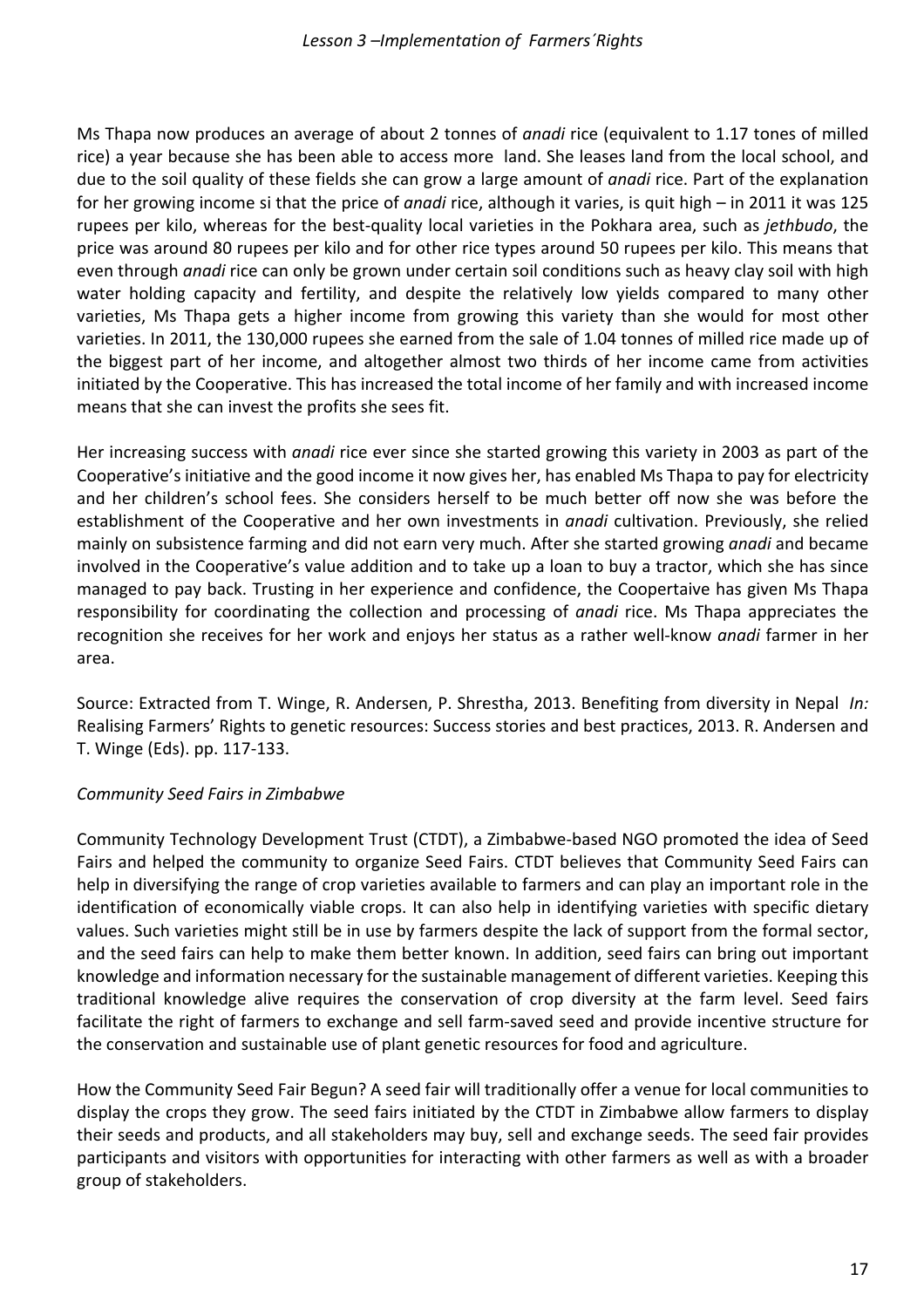Ms Thapa now produces an average of about 2 tonnes of *anadi* rice (equivalent to 1.17 tones of milled rice) a year because she has been able to access more land. She leases land from the local school, and due to the soil quality of these fields she can grow a large amount of *anadi* rice. Part of the explanation for her growing income si that the price of *anadi* rice, although it varies, is quit high – in 2011 it was 125 rupees per kilo, whereas for the best-quality local varieties in the Pokhara area, such as *jethbudo*, the price was around 80 rupees per kilo and for other rice types around 50 rupees per kilo. This means that even through *anadi* rice can only be grown under certain soil conditions such as heavy clay soil with high water holding capacity and fertility, and despite the relatively low yields compared to many other varieties, Ms Thapa gets a higher income from growing this variety than she would for most other varieties. In 2011, the 130,000 rupees she earned from the sale of 1.04 tonnes of milled rice made up of the biggest part of her income, and altogether almost two thirds of her income came from activities initiated by the Cooperative. This has increased the total income of her family and with increased income means that she can invest the profits she sees fit.

Her increasing success with *anadi* rice ever since she started growing this variety in 2003 as part of the Cooperative's initiative and the good income it now gives her, has enabled Ms Thapa to pay for electricity and her children's school fees. She considers herself to be much better off now she was before the establishment of the Cooperative and her own investments in *anadi* cultivation. Previously, she relied mainly on subsistence farming and did not earn very much. After she started growing *anadi* and became involved in the Cooperative's value addition and to take up a loan to buy a tractor, which she has since managed to pay back. Trusting in her experience and confidence, the Coopertaive has given Ms Thapa responsibility for coordinating the collection and processing of *anadi* rice. Ms Thapa appreciates the recognition she receives for her work and enjoys her status as a rather well-know *anadi* farmer in her area.

Source: Extracted from T. Winge, R. Andersen, P. Shrestha, 2013. Benefiting from diversity in Nepal *In:* Realising Farmers' Rights to genetic resources: Success stories and best practices, 2013. R. Andersen and T. Winge (Eds). pp. 117-133.

*Community Seed Fairs in Zimbabwe*

Community Technology Development Trust (CTDT), a Zimbabwe-based NGO promoted the idea of Seed Fairs and helped the community to organize Seed Fairs. CTDT believes that Community Seed Fairs can help in diversifying the range of crop varieties available to farmers and can play an important role in the identification of economically viable crops. It can also help in identifying varieties with specific dietary values. Such varieties might still be in use by farmers despite the lack of support from the formal sector, and the seed fairs can help to make them better known. In addition, seed fairs can bring out important knowledge and information necessary for the sustainable management of different varieties. Keeping this traditional knowledge alive requires the conservation of crop diversity at the farm level. Seed fairs facilitate the right of farmers to exchange and sell farm-saved seed and provide incentive structure for the conservation and sustainable use of plant genetic resources for food and agriculture.

How the Community Seed Fair Begun? A seed fair will traditionally offer a venue for local communities to display the crops they grow. The seed fairs initiated by the CTDT in Zimbabwe allow farmers to display their seeds and products, and all stakeholders may buy, sell and exchange seeds. The seed fair provides participants and visitors with opportunities for interacting with other farmers as well as with a broader group of stakeholders.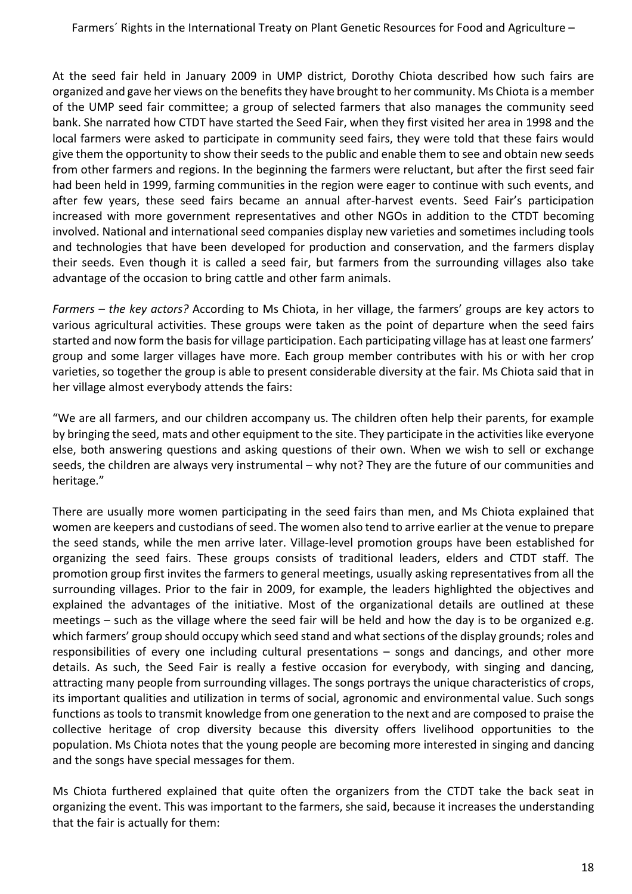At the seed fair held in January 2009 in UMP district, Dorothy Chiota described how such fairs are organized and gave her views on the benefits they have brought to her community. Ms Chiota is a member of the UMP seed fair committee; a group of selected farmers that also manages the community seed bank. She narrated how CTDT have started the Seed Fair, when they first visited her area in 1998 and the local farmers were asked to participate in community seed fairs, they were told that these fairs would give them the opportunity to show their seeds to the public and enable them to see and obtain new seeds from other farmers and regions. In the beginning the farmers were reluctant, but after the first seed fair had been held in 1999, farming communities in the region were eager to continue with such events, and after few years, these seed fairs became an annual after-harvest events. Seed Fair's participation increased with more government representatives and other NGOs in addition to the CTDT becoming involved. National and international seed companies display new varieties and sometimes including tools and technologies that have been developed for production and conservation, and the farmers display their seeds. Even though it is called a seed fair, but farmers from the surrounding villages also take advantage of the occasion to bring cattle and other farm animals.

*Farmers – the key actors?* According to Ms Chiota, in her village, the farmers' groups are key actors to various agricultural activities. These groups were taken as the point of departure when the seed fairs started and now form the basis for village participation. Each participating village has at least one farmers' group and some larger villages have more. Each group member contributes with his or with her crop varieties, so together the group is able to present considerable diversity at the fair. Ms Chiota said that in her village almost everybody attends the fairs:

"We are all farmers, and our children accompany us. The children often help their parents, for example by bringing the seed, mats and other equipment to the site. They participate in the activities like everyone else, both answering questions and asking questions of their own. When we wish to sell or exchange seeds, the children are always very instrumental – why not? They are the future of our communities and heritage."

There are usually more women participating in the seed fairs than men, and Ms Chiota explained that women are keepers and custodians of seed. The women also tend to arrive earlier at the venue to prepare the seed stands, while the men arrive later. Village-level promotion groups have been established for organizing the seed fairs. These groups consists of traditional leaders, elders and CTDT staff. The promotion group first invites the farmers to general meetings, usually asking representatives from all the surrounding villages. Prior to the fair in 2009, for example, the leaders highlighted the objectives and explained the advantages of the initiative. Most of the organizational details are outlined at these meetings – such as the village where the seed fair will be held and how the day is to be organized e.g. which farmers' group should occupy which seed stand and what sections of the display grounds; roles and responsibilities of every one including cultural presentations – songs and dancings, and other more details. As such, the Seed Fair is really a festive occasion for everybody, with singing and dancing, attracting many people from surrounding villages. The songs portrays the unique characteristics of crops, its important qualities and utilization in terms of social, agronomic and environmental value. Such songs functions as tools to transmit knowledge from one generation to the next and are composed to praise the collective heritage of crop diversity because this diversity offers livelihood opportunities to the population. Ms Chiota notes that the young people are becoming more interested in singing and dancing and the songs have special messages for them.

Ms Chiota furthered explained that quite often the organizers from the CTDT take the back seat in organizing the event. This was important to the farmers, she said, because it increases the understanding that the fair is actually for them: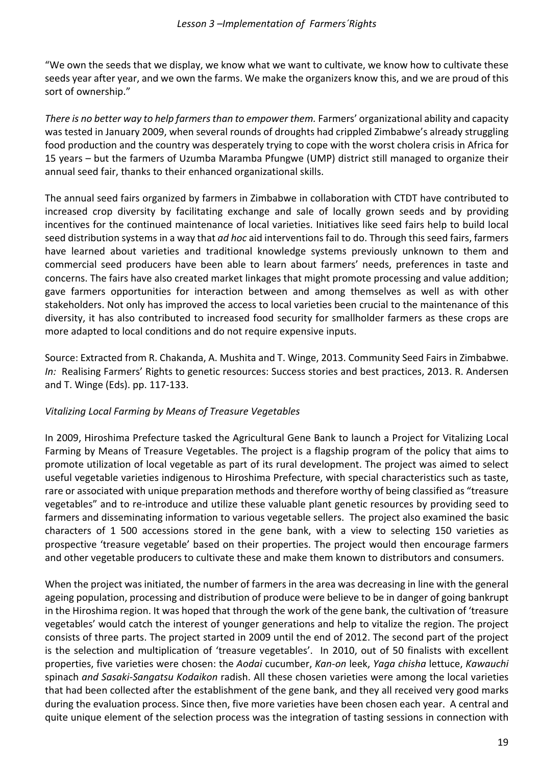"We own the seeds that we display, we know what we want to cultivate, we know how to cultivate these seeds year after year, and we own the farms. We make the organizers know this, and we are proud of this sort of ownership."

*There is no better way to help farmers than to empower them.* Farmers' organizational ability and capacity was tested in January 2009, when several rounds of droughts had crippled Zimbabwe's already struggling food production and the country was desperately trying to cope with the worst cholera crisis in Africa for 15 years – but the farmers of Uzumba Maramba Pfungwe (UMP) district still managed to organize their annual seed fair, thanks to their enhanced organizational skills.

The annual seed fairs organized by farmers in Zimbabwe in collaboration with CTDT have contributed to increased crop diversity by facilitating exchange and sale of locally grown seeds and by providing incentives for the continued maintenance of local varieties. Initiatives like seed fairs help to build local seed distribution systems in a way that *ad hoc* aid interventions fail to do. Through this seed fairs, farmers have learned about varieties and traditional knowledge systems previously unknown to them and commercial seed producers have been able to learn about farmers' needs, preferences in taste and concerns. The fairs have also created market linkages that might promote processing and value addition; gave farmers opportunities for interaction between and among themselves as well as with other stakeholders. Not only has improved the access to local varieties been crucial to the maintenance of this diversity, it has also contributed to increased food security for smallholder farmers as these crops are more adapted to local conditions and do not require expensive inputs.

Source: Extracted from R. Chakanda, A. Mushita and T. Winge, 2013. Community Seed Fairs in Zimbabwe. *In:* Realising Farmers' Rights to genetic resources: Success stories and best practices, 2013. R. Andersen and T. Winge (Eds). pp. 117-133.

*Vitalizing Local Farming by Means of Treasure Vegetables*

In 2009, Hiroshima Prefecture tasked the Agricultural Gene Bank to launch a Project for Vitalizing Local Farming by Means of Treasure Vegetables. The project is a flagship program of the policy that aims to promote utilization of local vegetable as part of its rural development. The project was aimed to select useful vegetable varieties indigenous to Hiroshima Prefecture, with special characteristics such as taste, rare or associated with unique preparation methods and therefore worthy of being classified as "treasure vegetables" and to re-introduce and utilize these valuable plant genetic resources by providing seed to farmers and disseminating information to various vegetable sellers. The project also examined the basic characters of 1 500 accessions stored in the gene bank, with a view to selecting 150 varieties as prospective 'treasure vegetable' based on their properties. The project would then encourage farmers and other vegetable producers to cultivate these and make them known to distributors and consumers.

When the project was initiated, the number of farmers in the area was decreasing in line with the general ageing population, processing and distribution of produce were believe to be in danger of going bankrupt in the Hiroshima region. It was hoped that through the work of the gene bank, the cultivation of 'treasure vegetables' would catch the interest of younger generations and help to vitalize the region. The project consists of three parts. The project started in 2009 until the end of 2012. The second part of the project is the selection and multiplication of 'treasure vegetables'. In 2010, out of 50 finalists with excellent properties, five varieties were chosen: the *Aodai* cucumber, *Kan-on* leek, *Yaga chisha* lettuce, *Kawauchi* spinach *and Sasaki-Sangatsu Kodaikon* radish. All these chosen varieties were among the local varieties that had been collected after the establishment of the gene bank, and they all received very good marks during the evaluation process. Since then, five more varieties have been chosen each year. A central and quite unique element of the selection process was the integration of tasting sessions in connection with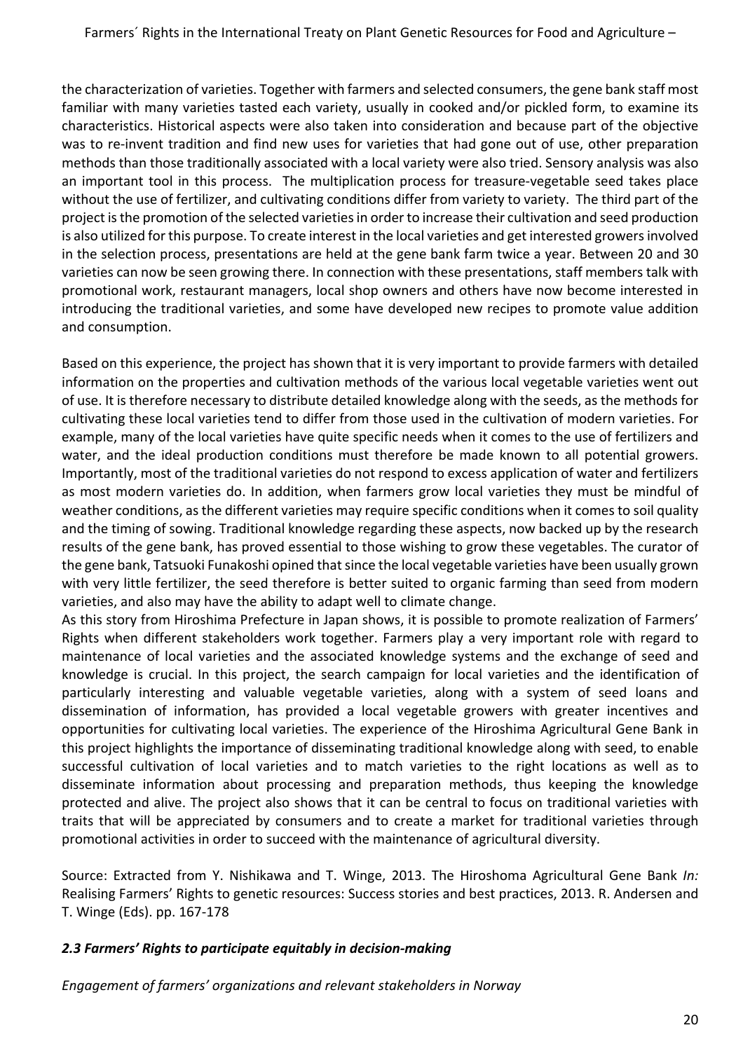the characterization of varieties. Together with farmers and selected consumers, the gene bank staff most familiar with many varieties tasted each variety, usually in cooked and/or pickled form, to examine its characteristics. Historical aspects were also taken into consideration and because part of the objective was to re-invent tradition and find new uses for varieties that had gone out of use, other preparation methods than those traditionally associated with a local variety were also tried. Sensory analysis was also an important tool in this process. The multiplication process for treasure-vegetable seed takes place without the use of fertilizer, and cultivating conditions differ from variety to variety. The third part of the project is the promotion of the selected varieties in order to increase their cultivation and seed production is also utilized for this purpose. To create interest in the local varieties and get interested growers involved in the selection process, presentations are held at the gene bank farm twice a year. Between 20 and 30 varieties can now be seen growing there. In connection with these presentations, staff members talk with promotional work, restaurant managers, local shop owners and others have now become interested in introducing the traditional varieties, and some have developed new recipes to promote value addition and consumption.

Based on this experience, the project has shown that it is very important to provide farmers with detailed information on the properties and cultivation methods of the various local vegetable varieties went out of use. It is therefore necessary to distribute detailed knowledge along with the seeds, as the methods for cultivating these local varieties tend to differ from those used in the cultivation of modern varieties. For example, many of the local varieties have quite specific needs when it comes to the use of fertilizers and water, and the ideal production conditions must therefore be made known to all potential growers. Importantly, most of the traditional varieties do not respond to excess application of water and fertilizers as most modern varieties do. In addition, when farmers grow local varieties they must be mindful of weather conditions, as the different varieties may require specific conditions when it comes to soil quality and the timing of sowing. Traditional knowledge regarding these aspects, now backed up by the research results of the gene bank, has proved essential to those wishing to grow these vegetables. The curator of the gene bank, Tatsuoki Funakoshi opined that since the local vegetable varieties have been usually grown with very little fertilizer, the seed therefore is better suited to organic farming than seed from modern varieties, and also may have the ability to adapt well to climate change.

As this story from Hiroshima Prefecture in Japan shows, it is possible to promote realization of Farmers' Rights when different stakeholders work together. Farmers play a very important role with regard to maintenance of local varieties and the associated knowledge systems and the exchange of seed and knowledge is crucial. In this project, the search campaign for local varieties and the identification of particularly interesting and valuable vegetable varieties, along with a system of seed loans and dissemination of information, has provided a local vegetable growers with greater incentives and opportunities for cultivating local varieties. The experience of the Hiroshima Agricultural Gene Bank in this project highlights the importance of disseminating traditional knowledge along with seed, to enable successful cultivation of local varieties and to match varieties to the right locations as well as to disseminate information about processing and preparation methods, thus keeping the knowledge protected and alive. The project also shows that it can be central to focus on traditional varieties with traits that will be appreciated by consumers and to create a market for traditional varieties through promotional activities in order to succeed with the maintenance of agricultural diversity.

Source: Extracted from Y. Nishikawa and T. Winge, 2013. The Hiroshoma Agricultural Gene Bank *In:* Realising Farmers' Rights to genetic resources: Success stories and best practices, 2013. R. Andersen and T. Winge (Eds). pp. 167-178

### *2.3 Farmers' Rights to participate equitably in decision-making*

*Engagement of farmers' organizations and relevant stakeholders in Norway*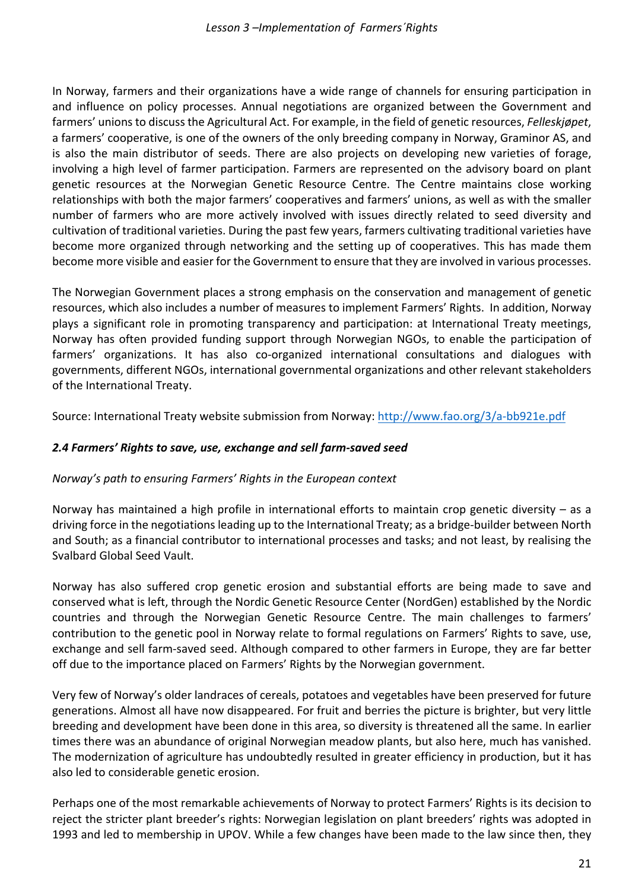In Norway, farmers and their organizations have a wide range of channels for ensuring participation in and influence on policy processes. Annual negotiations are organized between the Government and farmers' unions to discuss the Agricultural Act. For example, in the field of genetic resources, *Felleskjøpet*, a farmers' cooperative, is one of the owners of the only breeding company in Norway, Graminor AS, and is also the main distributor of seeds. There are also projects on developing new varieties of forage, involving a high level of farmer participation. Farmers are represented on the advisory board on plant genetic resources at the Norwegian Genetic Resource Centre. The Centre maintains close working relationships with both the major farmers' cooperatives and farmers' unions, as well as with the smaller number of farmers who are more actively involved with issues directly related to seed diversity and cultivation of traditional varieties. During the past few years, farmers cultivating traditional varieties have become more organized through networking and the setting up of cooperatives. This has made them become more visible and easier for the Government to ensure that they are involved in various processes.

The Norwegian Government places a strong emphasis on the conservation and management of genetic resources, which also includes a number of measures to implement Farmers' Rights. In addition, Norway plays a significant role in promoting transparency and participation: at International Treaty meetings, Norway has often provided funding support through Norwegian NGOs, to enable the participation of farmers' organizations. It has also co-organized international consultations and dialogues with governments, different NGOs, international governmental organizations and other relevant stakeholders of the International Treaty.

Source: International Treaty website submission from Norway: http://www.fao.org/3/a-bb921e.pdf

### *2.4 Farmers' Rights to save, use, exchange and sell farm-saved seed*

*Norway's path to ensuring Farmers' Rights in the European context*

Norway has maintained a high profile in international efforts to maintain crop genetic diversity – as a driving force in the negotiations leading up to the International Treaty; as a bridge-builder between North and South; as a financial contributor to international processes and tasks; and not least, by realising the Svalbard Global Seed Vault.

Norway has also suffered crop genetic erosion and substantial efforts are being made to save and conserved what is left, through the Nordic Genetic Resource Center (NordGen) established by the Nordic countries and through the Norwegian Genetic Resource Centre. The main challenges to farmers' contribution to the genetic pool in Norway relate to formal regulations on Farmers' Rights to save, use, exchange and sell farm-saved seed. Although compared to other farmers in Europe, they are far better off due to the importance placed on Farmers' Rights by the Norwegian government.

Very few of Norway's older landraces of cereals, potatoes and vegetables have been preserved for future generations. Almost all have now disappeared. For fruit and berries the picture is brighter, but very little breeding and development have been done in this area, so diversity is threatened all the same. In earlier times there was an abundance of original Norwegian meadow plants, but also here, much has vanished. The modernization of agriculture has undoubtedly resulted in greater efficiency in production, but it has also led to considerable genetic erosion.

Perhaps one of the most remarkable achievements of Norway to protect Farmers' Rights is its decision to reject the stricter plant breeder's rights: Norwegian legislation on plant breeders' rights was adopted in 1993 and led to membership in UPOV. While a few changes have been made to the law since then, they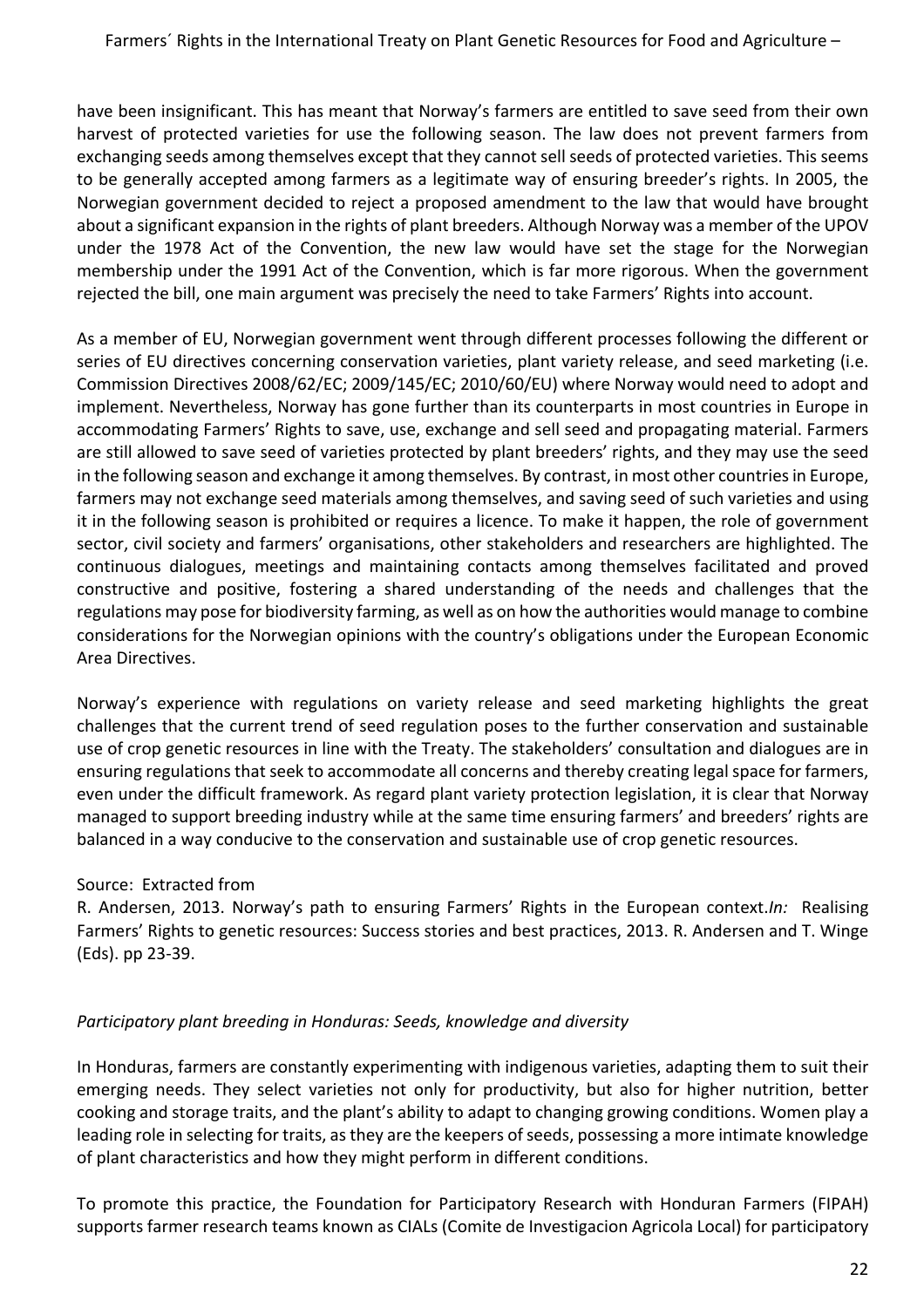have been insignificant. This has meant that Norway's farmers are entitled to save seed from their own harvest of protected varieties for use the following season. The law does not prevent farmers from exchanging seeds among themselves except that they cannot sell seeds of protected varieties. This seems to be generally accepted among farmers as a legitimate way of ensuring breeder's rights. In 2005, the Norwegian government decided to reject a proposed amendment to the law that would have brought about a significant expansion in the rights of plant breeders. Although Norway was a member of the UPOV under the 1978 Act of the Convention, the new law would have set the stage for the Norwegian membership under the 1991 Act of the Convention, which is far more rigorous. When the government rejected the bill, one main argument was precisely the need to take Farmers' Rights into account.

As a member of EU, Norwegian government went through different processes following the different or series of EU directives concerning conservation varieties, plant variety release, and seed marketing (i.e. Commission Directives 2008/62/EC; 2009/145/EC; 2010/60/EU) where Norway would need to adopt and implement. Nevertheless, Norway has gone further than its counterparts in most countries in Europe in accommodating Farmers' Rights to save, use, exchange and sell seed and propagating material. Farmers are still allowed to save seed of varieties protected by plant breeders' rights, and they may use the seed in the following season and exchange it among themselves. By contrast, in most other countries in Europe, farmers may not exchange seed materials among themselves, and saving seed of such varieties and using it in the following season is prohibited or requires a licence. To make it happen, the role of government sector, civil society and farmers' organisations, other stakeholders and researchers are highlighted. The continuous dialogues, meetings and maintaining contacts among themselves facilitated and proved constructive and positive, fostering a shared understanding of the needs and challenges that the regulations may pose for biodiversity farming, as well as on how the authorities would manage to combine considerations for the Norwegian opinions with the country's obligations under the European Economic Area Directives.

Norway's experience with regulations on variety release and seed marketing highlights the great challenges that the current trend of seed regulation poses to the further conservation and sustainable use of crop genetic resources in line with the Treaty. The stakeholders' consultation and dialogues are in ensuring regulations that seek to accommodate all concerns and thereby creating legal space for farmers, even under the difficult framework. As regard plant variety protection legislation, it is clear that Norway managed to support breeding industry while at the same time ensuring farmers' and breeders' rights are balanced in a way conducive to the conservation and sustainable use of crop genetic resources.

Source: Extracted from
R. Andersen, 2013. Norway's path to ensuring Farmers' Rights in the European context.*In:* Realising Farmers' Rights to genetic resources: Success stories and best practices, 2013. R. Andersen and T. Winge (Eds). pp 23-39.

*Participatory plant breeding in Honduras: Seeds, knowledge and diversity*

In Honduras, farmers are constantly experimenting with indigenous varieties, adapting them to suit their emerging needs. They select varieties not only for productivity, but also for higher nutrition, better cooking and storage traits, and the plant's ability to adapt to changing growing conditions. Women play a leading role in selecting for traits, as they are the keepers of seeds, possessing a more intimate knowledge of plant characteristics and how they might perform in different conditions.

To promote this practice, the Foundation for Participatory Research with Honduran Farmers (FIPAH) supports farmer research teams known as CIALs (Comite de Investigacion Agricola Local) for participatory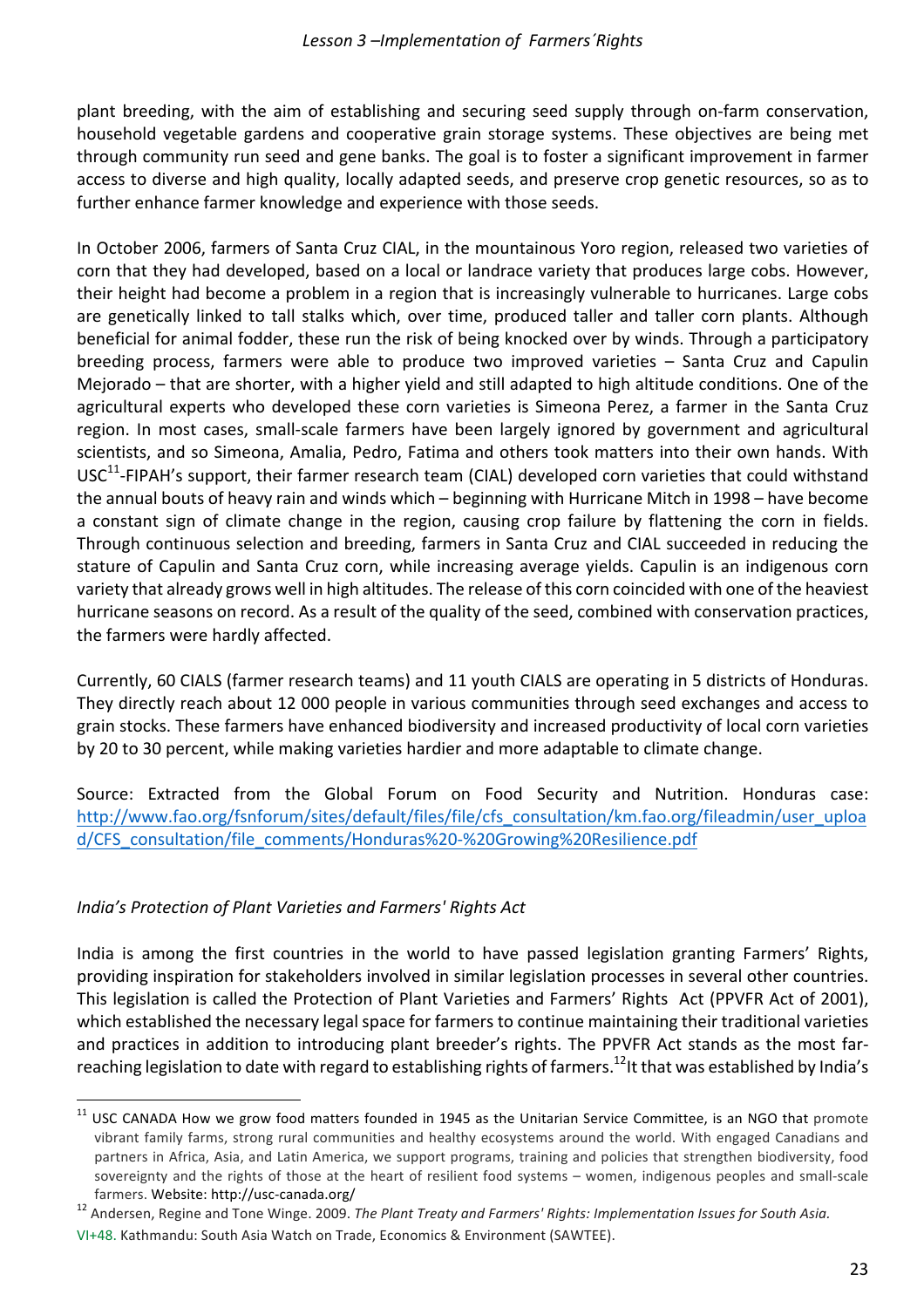plant breeding, with the aim of establishing and securing seed supply through on-farm conservation, household vegetable gardens and cooperative grain storage systems. These objectives are being met through community run seed and gene banks. The goal is to foster a significant improvement in farmer access to diverse and high quality, locally adapted seeds, and preserve crop genetic resources, so as to further enhance farmer knowledge and experience with those seeds.

In October 2006, farmers of Santa Cruz CIAL, in the mountainous Yoro region, released two varieties of corn that they had developed, based on a local or landrace variety that produces large cobs. However, their height had become a problem in a region that is increasingly vulnerable to hurricanes. Large cobs are genetically linked to tall stalks which, over time, produced taller and taller corn plants. Although beneficial for animal fodder, these run the risk of being knocked over by winds. Through a participatory breeding process, farmers were able to produce two improved varieties – Santa Cruz and Capulin Mejorado – that are shorter, with a higher yield and still adapted to high altitude conditions. One of the agricultural experts who developed these corn varieties is Simeona Perez, a farmer in the Santa Cruz region. In most cases, small-scale farmers have been largely ignored by government and agricultural scientists, and so Simeona, Amalia, Pedro, Fatima and others took matters into their own hands. With USC[11]-FIPAH's support, their farmer research team (CIAL) developed corn varieties that could withstand the annual bouts of heavy rain and winds which – beginning with Hurricane Mitch in 1998 – have become a constant sign of climate change in the region, causing crop failure by flattening the corn in fields. Through continuous selection and breeding, farmers in Santa Cruz and CIAL succeeded in reducing the stature of Capulin and Santa Cruz corn, while increasing average yields. Capulin is an indigenous corn variety that already grows well in high altitudes. The release of this corn coincided with one of the heaviest hurricane seasons on record. As a result of the quality of the seed, combined with conservation practices, the farmers were hardly affected.

Currently, 60 CIALS (farmer research teams) and 11 youth CIALS are operating in 5 districts of Honduras. They directly reach about 12 000 people in various communities through seed exchanges and access to grain stocks. These farmers have enhanced biodiversity and increased productivity of local corn varieties by 20 to 30 percent, while making varieties hardier and more adaptable to climate change.

Source: Extracted from the Global Forum on Food Security and Nutrition. Honduras case: http://www.fao.org/fsnforum/sites/default/files/file/cfs_consultation/km.fao.org/fileadmin/user_upload/CFS_consultation/file_comments/Honduras%20-%20Growing%20Resilience.pdf

*India's Protection of Plant Varieties and Farmers' Rights Act*

India is among the first countries in the world to have passed legislation granting Farmers' Rights, providing inspiration for stakeholders involved in similar legislation processes in several other countries. This legislation is called the Protection of Plant Varieties and Farmers' Rights Act (PPVFR Act of 2001), which established the necessary legal space for farmers to continue maintaining their traditional varieties and practices in addition to introducing plant breeder's rights. The PPVFR Act stands as the most far-reaching legislation to date with regard to establishing rights of farmers.[12] It that was established by India's

---

[11] USC CANADA How we grow food matters founded in 1945 as the Unitarian Service Committee, is an NGO that promote vibrant family farms, strong rural communities and healthy ecosystems around the world. With engaged Canadians and partners in Africa, Asia, and Latin America, we support programs, training and policies that strengthen biodiversity, food sovereignty and the rights of those at the heart of resilient food systems – women, indigenous peoples and small-scale farmers. Website: http://usc-canada.org/

[12] Andersen, Regine and Tone Winge. 2009. *The Plant Treaty and Farmers' Rights: Implementation Issues for South Asia.* VI+48. Kathmandu: South Asia Watch on Trade, Economics & Environment (SAWTEE).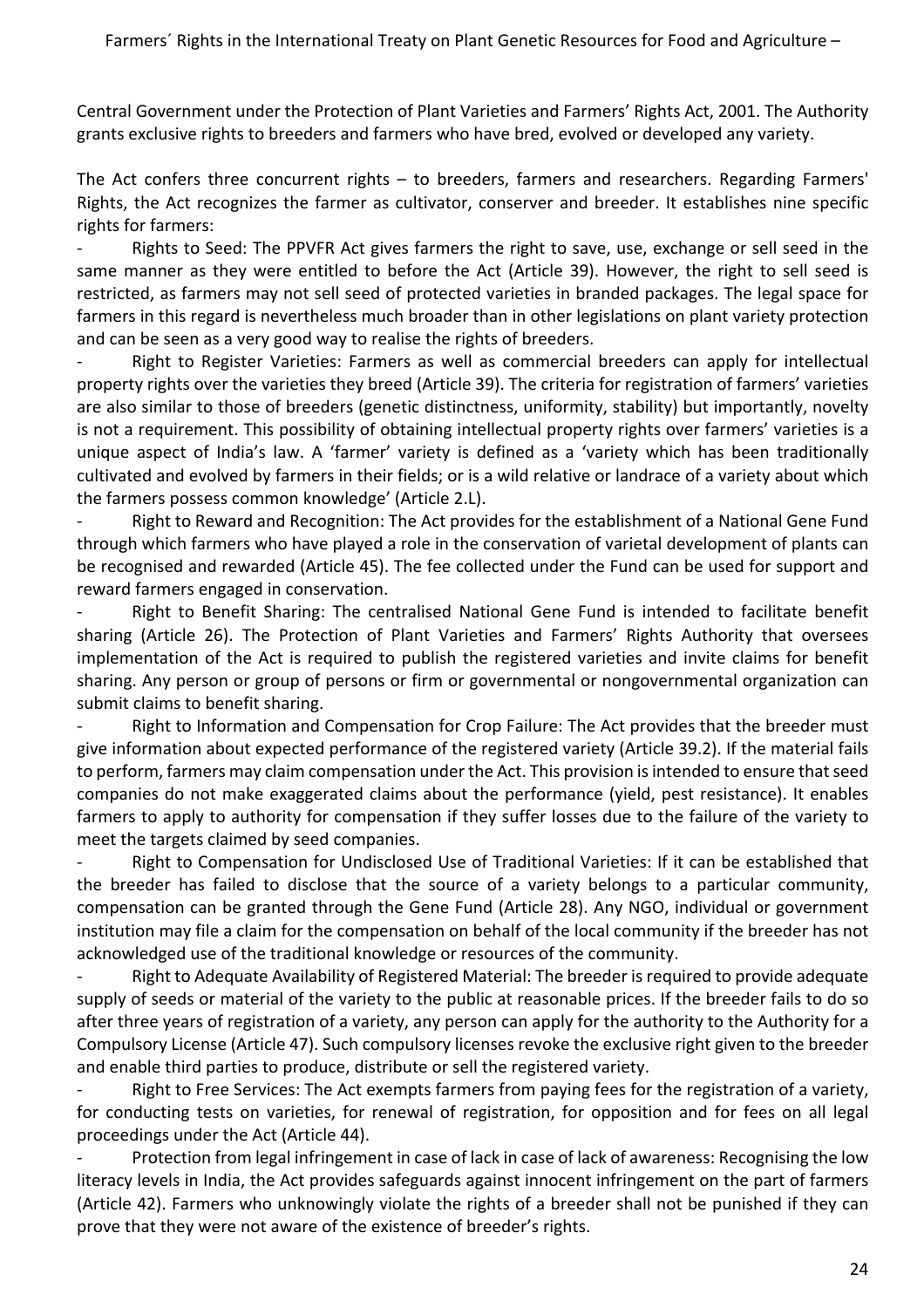Central Government under the Protection of Plant Varieties and Farmers' Rights Act, 2001. The Authority grants exclusive rights to breeders and farmers who have bred, evolved or developed any variety.

The Act confers three concurrent rights – to breeders, farmers and researchers. Regarding Farmers' Rights, the Act recognizes the farmer as cultivator, conserver and breeder. It establishes nine specific rights for farmers:

- Rights to Seed: The PPVFR Act gives farmers the right to save, use, exchange or sell seed in the same manner as they were entitled to before the Act (Article 39). However, the right to sell seed is restricted, as farmers may not sell seed of protected varieties in branded packages. The legal space for farmers in this regard is nevertheless much broader than in other legislations on plant variety protection and can be seen as a very good way to realise the rights of breeders.
- Right to Register Varieties: Farmers as well as commercial breeders can apply for intellectual property rights over the varieties they breed (Article 39). The criteria for registration of farmers' varieties are also similar to those of breeders (genetic distinctness, uniformity, stability) but importantly, novelty is not a requirement. This possibility of obtaining intellectual property rights over farmers' varieties is a unique aspect of India's law. A 'farmer' variety is defined as a 'variety which has been traditionally cultivated and evolved by farmers in their fields; or is a wild relative or landrace of a variety about which the farmers possess common knowledge' (Article 2.L).
- Right to Reward and Recognition: The Act provides for the establishment of a National Gene Fund through which farmers who have played a role in the conservation of varietal development of plants can be recognised and rewarded (Article 45). The fee collected under the Fund can be used for support and reward farmers engaged in conservation.
- Right to Benefit Sharing: The centralised National Gene Fund is intended to facilitate benefit sharing (Article 26). The Protection of Plant Varieties and Farmers' Rights Authority that oversees implementation of the Act is required to publish the registered varieties and invite claims for benefit sharing. Any person or group of persons or firm or governmental or nongovernmental organization can submit claims to benefit sharing.
- Right to Information and Compensation for Crop Failure: The Act provides that the breeder must give information about expected performance of the registered variety (Article 39.2). If the material fails to perform, farmers may claim compensation under the Act. This provision is intended to ensure that seed companies do not make exaggerated claims about the performance (yield, pest resistance). It enables farmers to apply to authority for compensation if they suffer losses due to the failure of the variety to meet the targets claimed by seed companies.
- Right to Compensation for Undisclosed Use of Traditional Varieties: If it can be established that the breeder has failed to disclose that the source of a variety belongs to a particular community, compensation can be granted through the Gene Fund (Article 28). Any NGO, individual or government institution may file a claim for the compensation on behalf of the local community if the breeder has not acknowledged use of the traditional knowledge or resources of the community.
- Right to Adequate Availability of Registered Material: The breeder is required to provide adequate supply of seeds or material of the variety to the public at reasonable prices. If the breeder fails to do so after three years of registration of a variety, any person can apply for the authority to the Authority for a Compulsory License (Article 47). Such compulsory licenses revoke the exclusive right given to the breeder and enable third parties to produce, distribute or sell the registered variety.
- Right to Free Services: The Act exempts farmers from paying fees for the registration of a variety, for conducting tests on varieties, for renewal of registration, for opposition and for fees on all legal proceedings under the Act (Article 44).
- Protection from legal infringement in case of lack in case of lack of awareness: Recognising the low literacy levels in India, the Act provides safeguards against innocent infringement on the part of farmers (Article 42). Farmers who unknowingly violate the rights of a breeder shall not be punished if they can prove that they were not aware of the existence of breeder's rights.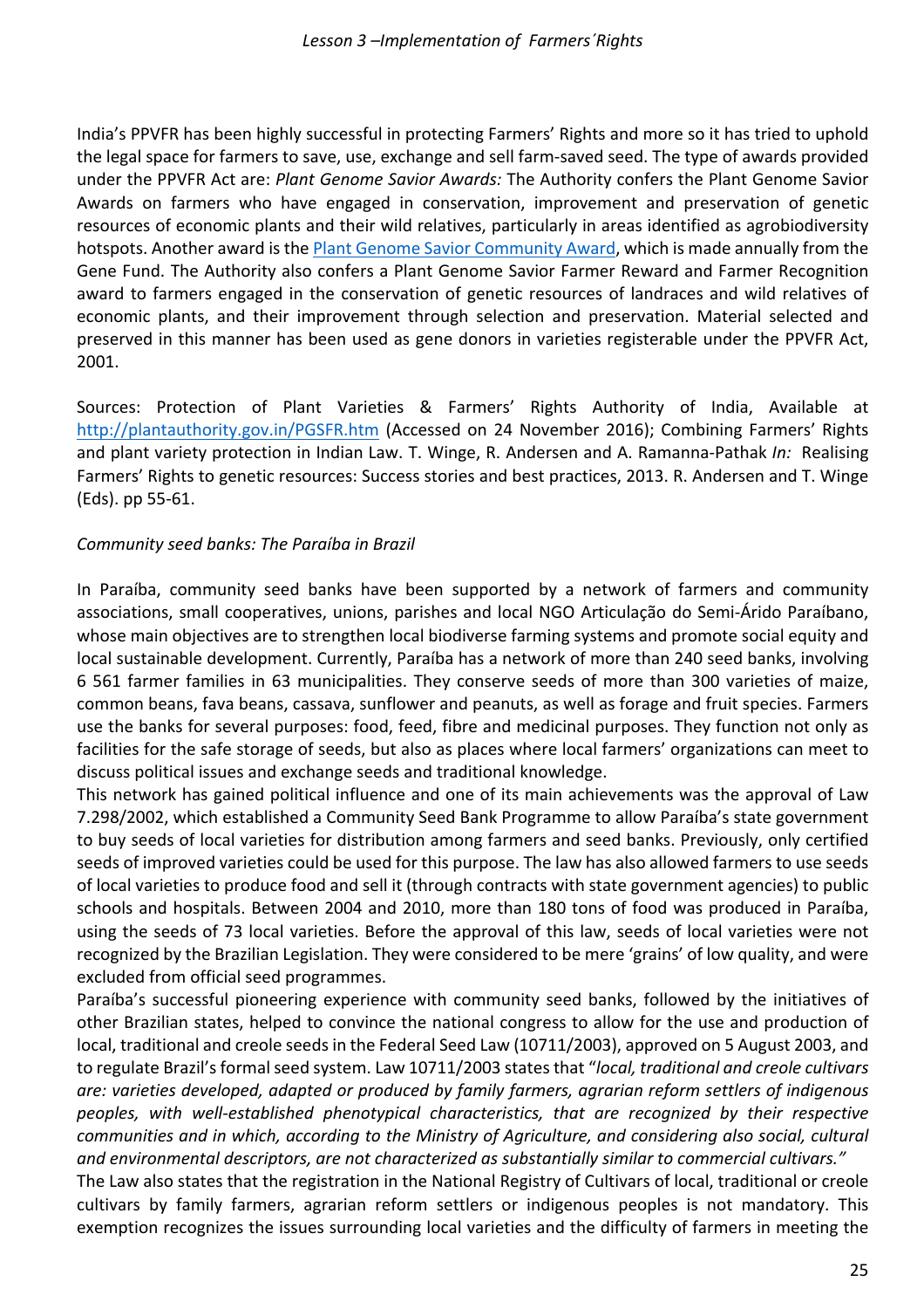India's PPVFR has been highly successful in protecting Farmers' Rights and more so it has tried to uphold the legal space for farmers to save, use, exchange and sell farm-saved seed. The type of awards provided under the PPVFR Act are: *Plant Genome Savior Awards:* The Authority confers the Plant Genome Savior Awards on farmers who have engaged in conservation, improvement and preservation of genetic resources of economic plants and their wild relatives, particularly in areas identified as agrobiodiversity hotspots. Another award is the Plant Genome Savior Community Award, which is made annually from the Gene Fund. The Authority also confers a Plant Genome Savior Farmer Reward and Farmer Recognition award to farmers engaged in the conservation of genetic resources of landraces and wild relatives of economic plants, and their improvement through selection and preservation. Material selected and preserved in this manner has been used as gene donors in varieties registerable under the PPVFR Act, 2001.

Sources: Protection of Plant Varieties & Farmers' Rights Authority of India, Available at http://plantauthority.gov.in/PGSFR.htm (Accessed on 24 November 2016); Combining Farmers' Rights and plant variety protection in Indian Law. T. Winge, R. Andersen and A. Ramanna-Pathak *In:* Realising Farmers' Rights to genetic resources: Success stories and best practices, 2013. R. Andersen and T. Winge (Eds). pp 55-61.

*Community seed banks: The Paraíba in Brazil*

In Paraíba, community seed banks have been supported by a network of farmers and community associations, small cooperatives, unions, parishes and local NGO Articulação do Semi-Árido Paraíbano, whose main objectives are to strengthen local biodiverse farming systems and promote social equity and local sustainable development. Currently, Paraíba has a network of more than 240 seed banks, involving 6 561 farmer families in 63 municipalities. They conserve seeds of more than 300 varieties of maize, common beans, fava beans, cassava, sunflower and peanuts, as well as forage and fruit species. Farmers use the banks for several purposes: food, feed, fibre and medicinal purposes. They function not only as facilities for the safe storage of seeds, but also as places where local farmers' organizations can meet to discuss political issues and exchange seeds and traditional knowledge.

This network has gained political influence and one of its main achievements was the approval of Law 7.298/2002, which established a Community Seed Bank Programme to allow Paraíba's state government to buy seeds of local varieties for distribution among farmers and seed banks. Previously, only certified seeds of improved varieties could be used for this purpose. The law has also allowed farmers to use seeds of local varieties to produce food and sell it (through contracts with state government agencies) to public schools and hospitals. Between 2004 and 2010, more than 180 tons of food was produced in Paraíba, using the seeds of 73 local varieties. Before the approval of this law, seeds of local varieties were not recognized by the Brazilian Legislation. They were considered to be mere 'grains' of low quality, and were excluded from official seed programmes.

Paraíba's successful pioneering experience with community seed banks, followed by the initiatives of other Brazilian states, helped to convince the national congress to allow for the use and production of local, traditional and creole seeds in the Federal Seed Law (10711/2003), approved on 5 August 2003, and to regulate Brazil's formal seed system. Law 10711/2003 states that "*local, traditional and creole cultivars are: varieties developed, adapted or produced by family farmers, agrarian reform settlers of indigenous peoples, with well-established phenotypical characteristics, that are recognized by their respective communities and in which, according to the Ministry of Agriculture, and considering also social, cultural and environmental descriptors, are not characterized as substantially similar to commercial cultivars."*

The Law also states that the registration in the National Registry of Cultivars of local, traditional or creole cultivars by family farmers, agrarian reform settlers or indigenous peoples is not mandatory. This exemption recognizes the issues surrounding local varieties and the difficulty of farmers in meeting the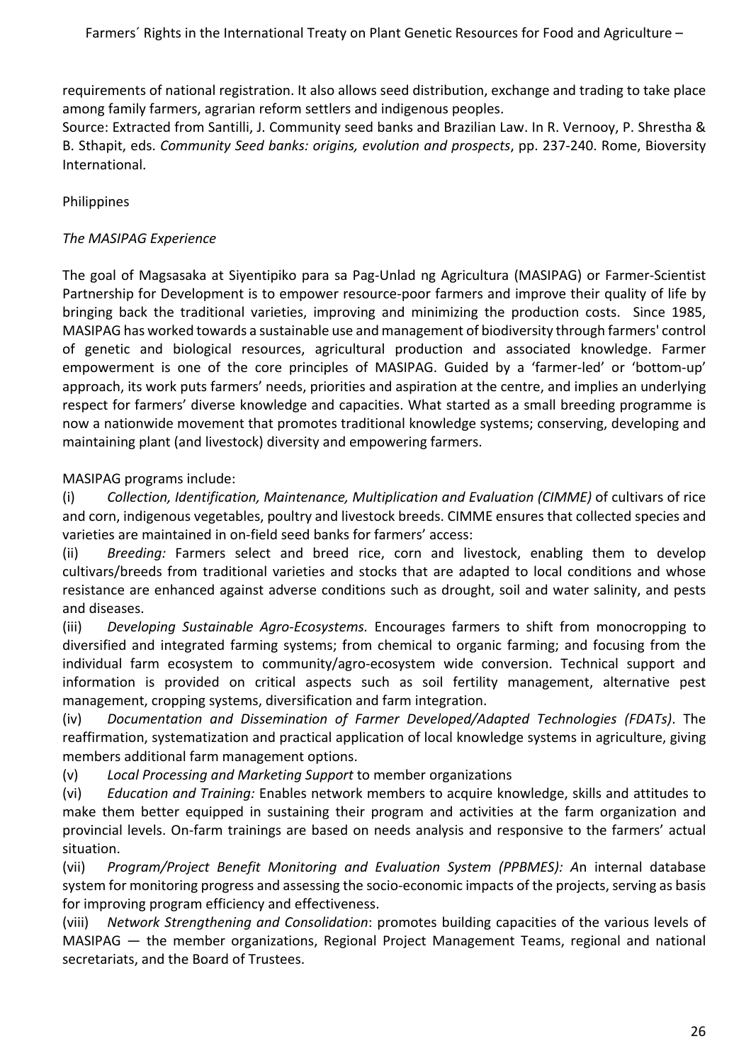requirements of national registration. It also allows seed distribution, exchange and trading to take place among family farmers, agrarian reform settlers and indigenous peoples.
Source: Extracted from Santilli, J. Community seed banks and Brazilian Law. In R. Vernooy, P. Shrestha & B. Sthapit, eds. *Community Seed banks: origins, evolution and prospects*, pp. 237-240. Rome, Bioversity International.

Philippines

*The MASIPAG Experience*

The goal of Magsasaka at Siyentipiko para sa Pag-Unlad ng Agricultura (MASIPAG) or Farmer-Scientist Partnership for Development is to empower resource-poor farmers and improve their quality of life by bringing back the traditional varieties, improving and minimizing the production costs. Since 1985, MASIPAG has worked towards a sustainable use and management of biodiversity through farmers' control of genetic and biological resources, agricultural production and associated knowledge. Farmer empowerment is one of the core principles of MASIPAG. Guided by a 'farmer-led' or 'bottom-up' approach, its work puts farmers' needs, priorities and aspiration at the centre, and implies an underlying respect for farmers' diverse knowledge and capacities. What started as a small breeding programme is now a nationwide movement that promotes traditional knowledge systems; conserving, developing and maintaining plant (and livestock) diversity and empowering farmers.

MASIPAG programs include:

(i) *Collection, Identification, Maintenance, Multiplication and Evaluation (CIMME)* of cultivars of rice and corn, indigenous vegetables, poultry and livestock breeds. CIMME ensures that collected species and varieties are maintained in on-field seed banks for farmers' access:

(ii) *Breeding:* Farmers select and breed rice, corn and livestock, enabling them to develop cultivars/breeds from traditional varieties and stocks that are adapted to local conditions and whose resistance are enhanced against adverse conditions such as drought, soil and water salinity, and pests and diseases.

(iii) *Developing Sustainable Agro-Ecosystems.* Encourages farmers to shift from monocropping to diversified and integrated farming systems; from chemical to organic farming; and focusing from the individual farm ecosystem to community/agro-ecosystem wide conversion. Technical support and information is provided on critical aspects such as soil fertility management, alternative pest management, cropping systems, diversification and farm integration.

(iv) *Documentation and Dissemination of Farmer Developed/Adapted Technologies (FDATs)*. The reaffirmation, systematization and practical application of local knowledge systems in agriculture, giving members additional farm management options.

(v) *Local Processing and Marketing Support* to member organizations

(vi) *Education and Training:* Enables network members to acquire knowledge, skills and attitudes to make them better equipped in sustaining their program and activities at the farm organization and provincial levels. On-farm trainings are based on needs analysis and responsive to the farmers' actual situation.

(vii) *Program/Project Benefit Monitoring and Evaluation System (PPBMES): A*n internal database system for monitoring progress and assessing the socio-economic impacts of the projects, serving as basis for improving program efficiency and effectiveness.

(viii) *Network Strengthening and Consolidation*: promotes building capacities of the various levels of MASIPAG — the member organizations, Regional Project Management Teams, regional and national secretariats, and the Board of Trustees.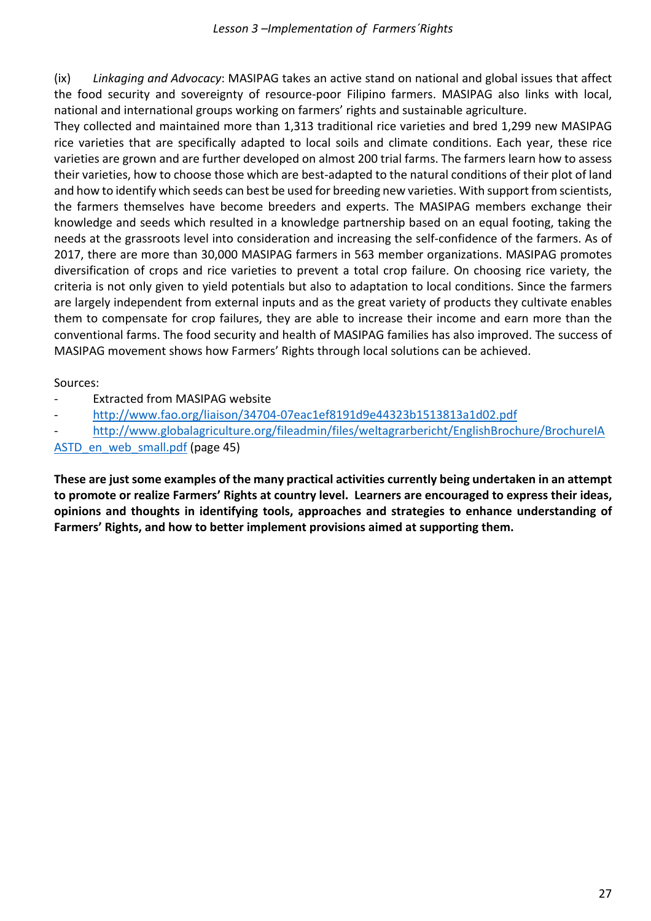(ix) *Linkaging and Advocacy*: MASIPAG takes an active stand on national and global issues that affect the food security and sovereignty of resource-poor Filipino farmers. MASIPAG also links with local, national and international groups working on farmers' rights and sustainable agriculture.

They collected and maintained more than 1,313 traditional rice varieties and bred 1,299 new MASIPAG rice varieties that are specifically adapted to local soils and climate conditions. Each year, these rice varieties are grown and are further developed on almost 200 trial farms. The farmers learn how to assess their varieties, how to choose those which are best-adapted to the natural conditions of their plot of land and how to identify which seeds can best be used for breeding new varieties. With support from scientists, the farmers themselves have become breeders and experts. The MASIPAG members exchange their knowledge and seeds which resulted in a knowledge partnership based on an equal footing, taking the needs at the grassroots level into consideration and increasing the self-confidence of the farmers. As of 2017, there are more than 30,000 MASIPAG farmers in 563 member organizations. MASIPAG promotes diversification of crops and rice varieties to prevent a total crop failure. On choosing rice variety, the criteria is not only given to yield potentials but also to adaptation to local conditions. Since the farmers are largely independent from external inputs and as the great variety of products they cultivate enables them to compensate for crop failures, they are able to increase their income and earn more than the conventional farms. The food security and health of MASIPAG families has also improved. The success of MASIPAG movement shows how Farmers' Rights through local solutions can be achieved.

Sources:

- Extracted from MASIPAG website
- http://www.fao.org/liaison/34704-07eac1ef8191d9e44323b1513813a1d02.pdf
- http://www.globalagriculture.org/fileadmin/files/weltagrarbericht/EnglishBrochure/BrochureIAASTD_en_web_small.pdf (page 45)

**These are just some examples of the many practical activities currently being undertaken in an attempt to promote or realize Farmers' Rights at country level. Learners are encouraged to express their ideas, opinions and thoughts in identifying tools, approaches and strategies to enhance understanding of Farmers' Rights, and how to better implement provisions aimed at supporting them.**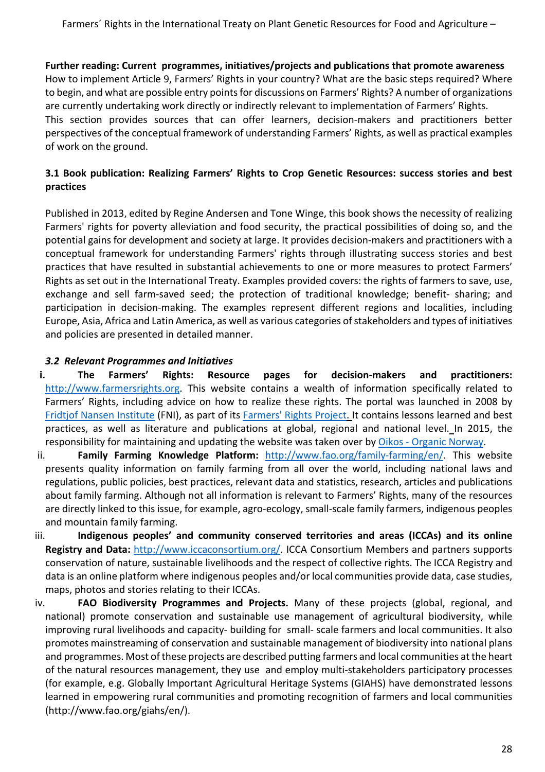**Further reading: Current programmes, initiatives/projects and publications that promote awareness**

How to implement Article 9, Farmers' Rights in your country? What are the basic steps required? Where to begin, and what are possible entry points for discussions on Farmers' Rights? A number of organizations are currently undertaking work directly or indirectly relevant to implementation of Farmers' Rights.

This section provides sources that can offer learners, decision-makers and practitioners better perspectives of the conceptual framework of understanding Farmers' Rights, as well as practical examples of work on the ground.

### 3.1 Book publication: Realizing Farmers' Rights to Crop Genetic Resources: success stories and best practices

Published in 2013, edited by Regine Andersen and Tone Winge, this book shows the necessity of realizing Farmers' rights for poverty alleviation and food security, the practical possibilities of doing so, and the potential gains for development and society at large. It provides decision-makers and practitioners with a conceptual framework for understanding Farmers' rights through illustrating success stories and best practices that have resulted in substantial achievements to one or more measures to protect Farmers' Rights as set out in the International Treaty. Examples provided covers: the rights of farmers to save, use, exchange and sell farm-saved seed; the protection of traditional knowledge; benefit- sharing; and participation in decision-making. The examples represent different regions and localities, including Europe, Asia, Africa and Latin America, as well as various categories of stakeholders and types of initiatives and policies are presented in detailed manner.

### *3.2 Relevant Programmes and Initiatives*

i. **The Farmers' Rights: Resource pages for decision-makers and practitioners:** http://www.farmersrights.org. This website contains a wealth of information specifically related to Farmers' Rights, including advice on how to realize these rights. The portal was launched in 2008 by Fridtjof Nansen Institute (FNI), as part of its Farmers' Rights Project. It contains lessons learned and best practices, as well as literature and publications at global, regional and national level. In 2015, the responsibility for maintaining and updating the website was taken over by Oikos - Organic Norway.

ii. **Family Farming Knowledge Platform:** http://www.fao.org/family-farming/en/. This website presents quality information on family farming from all over the world, including national laws and regulations, public policies, best practices, relevant data and statistics, research, articles and publications about family farming. Although not all information is relevant to Farmers' Rights, many of the resources are directly linked to this issue, for example, agro-ecology, small-scale family farmers, indigenous peoples and mountain family farming.

iii. **Indigenous peoples' and community conserved territories and areas (ICCAs) and its online Registry and Data:** http://www.iccaconsortium.org/. ICCA Consortium Members and partners supports conservation of nature, sustainable livelihoods and the respect of collective rights. The ICCA Registry and data is an online platform where indigenous peoples and/or local communities provide data, case studies, maps, photos and stories relating to their ICCAs.

iv. **FAO Biodiversity Programmes and Projects.** Many of these projects (global, regional, and national) promote conservation and sustainable use management of agricultural biodiversity, while improving rural livelihoods and capacity- building for small- scale farmers and local communities. It also promotes mainstreaming of conservation and sustainable management of biodiversity into national plans and programmes. Most of these projects are described putting farmers and local communities at the heart of the natural resources management, they use and employ multi-stakeholders participatory processes (for example, e.g. Globally Important Agricultural Heritage Systems (GIAHS) have demonstrated lessons learned in empowering rural communities and promoting recognition of farmers and local communities (http://www.fao.org/giahs/en/).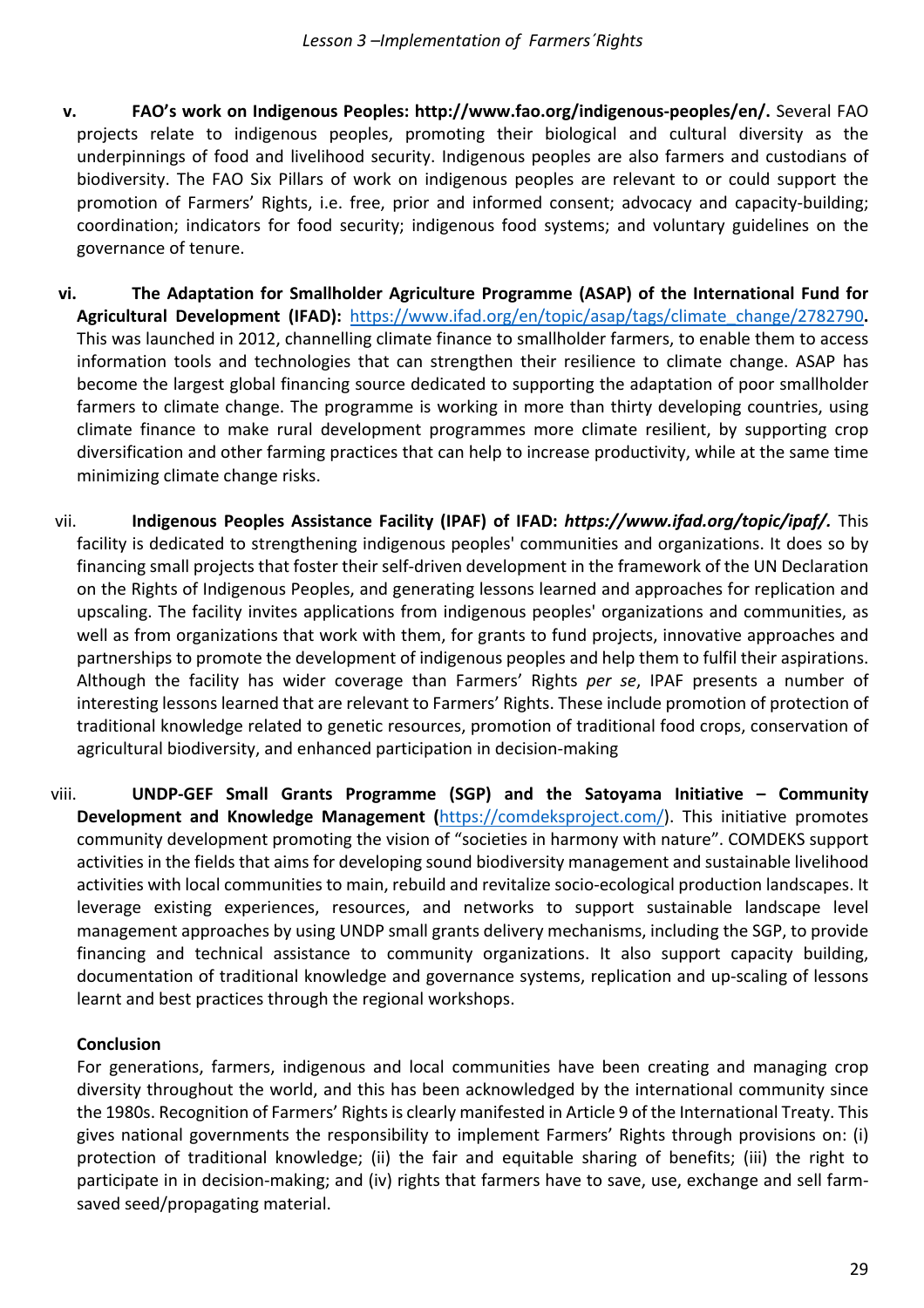v. **FAO's work on Indigenous Peoples: http://www.fao.org/indigenous-peoples/en/.** Several FAO projects relate to indigenous peoples, promoting their biological and cultural diversity as the underpinnings of food and livelihood security. Indigenous peoples are also farmers and custodians of biodiversity. The FAO Six Pillars of work on indigenous peoples are relevant to or could support the promotion of Farmers' Rights, i.e. free, prior and informed consent; advocacy and capacity-building; coordination; indicators for food security; indigenous food systems; and voluntary guidelines on the governance of tenure.

vi. **The Adaptation for Smallholder Agriculture Programme (ASAP) of the International Fund for Agricultural Development (IFAD):** https://www.ifad.org/en/topic/asap/tags/climate_change/2782790**.** This was launched in 2012, channelling climate finance to smallholder farmers, to enable them to access information tools and technologies that can strengthen their resilience to climate change. ASAP has become the largest global financing source dedicated to supporting the adaptation of poor smallholder farmers to climate change. The programme is working in more than thirty developing countries, using climate finance to make rural development programmes more climate resilient, by supporting crop diversification and other farming practices that can help to increase productivity, while at the same time minimizing climate change risks.

vii. **Indigenous Peoples Assistance Facility (IPAF) of IFAD:** ***https://www.ifad.org/topic/ipaf/.*** This facility is dedicated to strengthening indigenous peoples' communities and organizations. It does so by financing small projects that foster their self-driven development in the framework of the UN Declaration on the Rights of Indigenous Peoples, and generating lessons learned and approaches for replication and upscaling. The facility invites applications from indigenous peoples' organizations and communities, as well as from organizations that work with them, for grants to fund projects, innovative approaches and partnerships to promote the development of indigenous peoples and help them to fulfil their aspirations. Although the facility has wider coverage than Farmers' Rights *per se*, IPAF presents a number of interesting lessons learned that are relevant to Farmers' Rights. These include promotion of protection of traditional knowledge related to genetic resources, promotion of traditional food crops, conservation of agricultural biodiversity, and enhanced participation in decision-making

viii. **UNDP-GEF Small Grants Programme (SGP) and the Satoyama Initiative – Community Development and Knowledge Management (**https://comdeksproject.com/). This initiative promotes community development promoting the vision of "societies in harmony with nature". COMDEKS support activities in the fields that aims for developing sound biodiversity management and sustainable livelihood activities with local communities to main, rebuild and revitalize socio-ecological production landscapes. It leverage existing experiences, resources, and networks to support sustainable landscape level management approaches by using UNDP small grants delivery mechanisms, including the SGP, to provide financing and technical assistance to community organizations. It also support capacity building, documentation of traditional knowledge and governance systems, replication and up-scaling of lessons learnt and best practices through the regional workshops.

**Conclusion**

For generations, farmers, indigenous and local communities have been creating and managing crop diversity throughout the world, and this has been acknowledged by the international community since the 1980s. Recognition of Farmers' Rights is clearly manifested in Article 9 of the International Treaty. This gives national governments the responsibility to implement Farmers' Rights through provisions on: (i) protection of traditional knowledge; (ii) the fair and equitable sharing of benefits; (iii) the right to participate in in decision-making; and (iv) rights that farmers have to save, use, exchange and sell farm-saved seed/propagating material.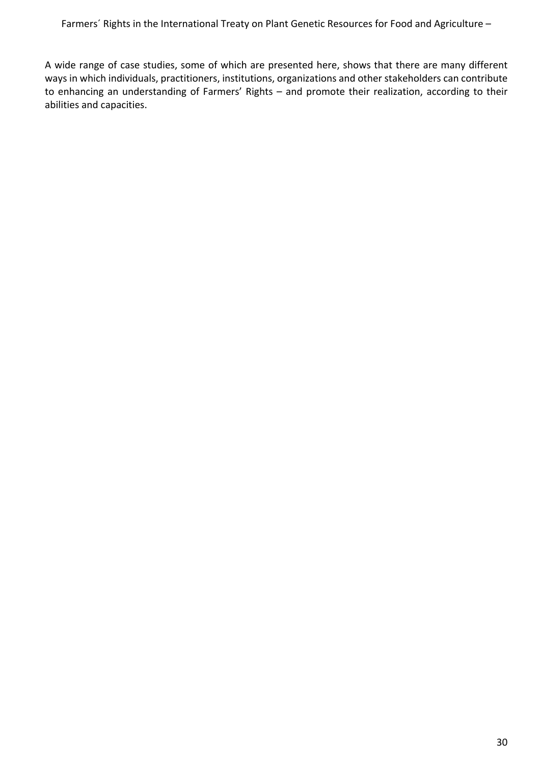A wide range of case studies, some of which are presented here, shows that there are many different ways in which individuals, practitioners, institutions, organizations and other stakeholders can contribute to enhancing an understanding of Farmers' Rights – and promote their realization, according to their abilities and capacities.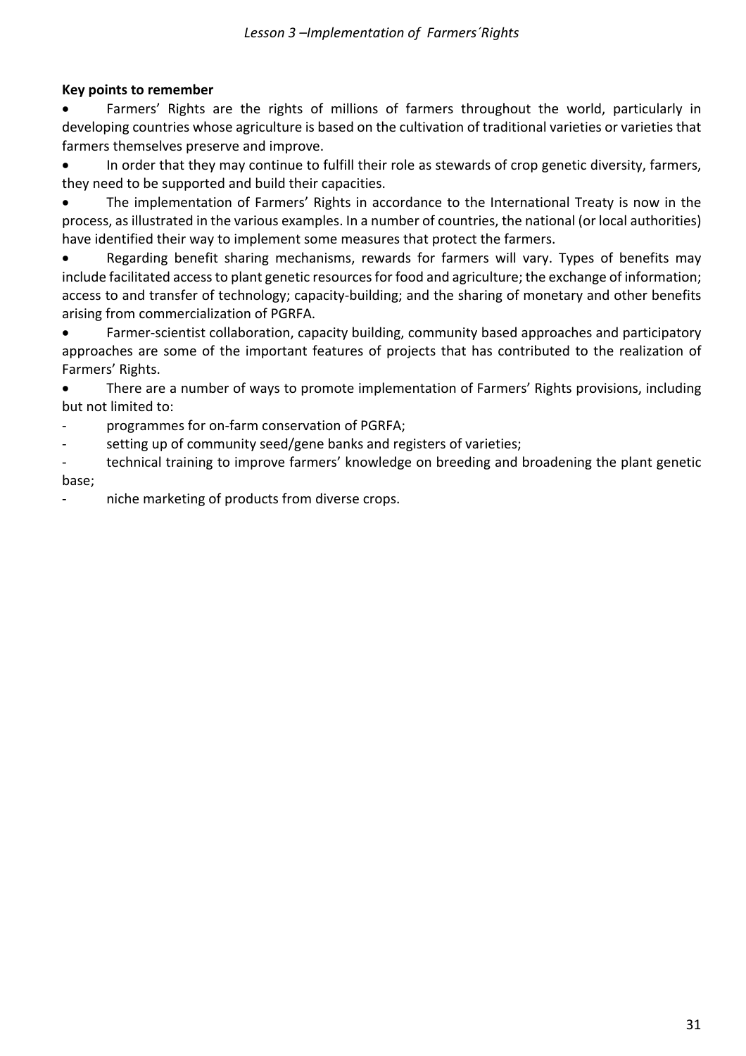**Key points to remember**

- Farmers' Rights are the rights of millions of farmers throughout the world, particularly in developing countries whose agriculture is based on the cultivation of traditional varieties or varieties that farmers themselves preserve and improve.
- In order that they may continue to fulfill their role as stewards of crop genetic diversity, farmers, they need to be supported and build their capacities.
- The implementation of Farmers' Rights in accordance to the International Treaty is now in the process, as illustrated in the various examples. In a number of countries, the national (or local authorities) have identified their way to implement some measures that protect the farmers.
- Regarding benefit sharing mechanisms, rewards for farmers will vary. Types of benefits may include facilitated access to plant genetic resources for food and agriculture; the exchange of information; access to and transfer of technology; capacity-building; and the sharing of monetary and other benefits arising from commercialization of PGRFA.
- Farmer-scientist collaboration, capacity building, community based approaches and participatory approaches are some of the important features of projects that has contributed to the realization of Farmers' Rights.
- There are a number of ways to promote implementation of Farmers' Rights provisions, including but not limited to:
  - programmes for on-farm conservation of PGRFA;
  - setting up of community seed/gene banks and registers of varieties;
  - technical training to improve farmers' knowledge on breeding and broadening the plant genetic base;
  - niche marketing of products from diverse crops.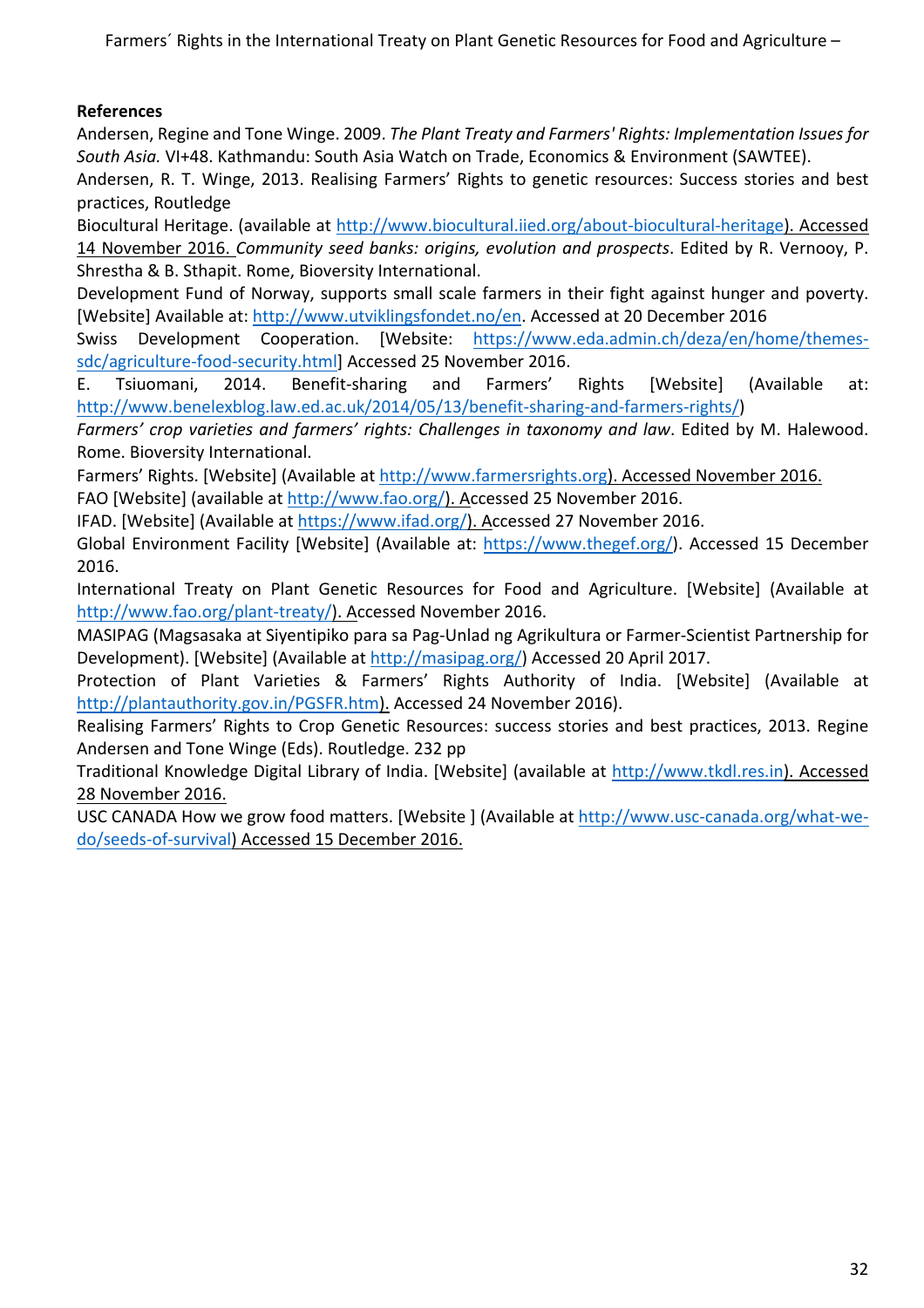**References**

Andersen, Regine and Tone Winge. 2009. *The Plant Treaty and Farmers' Rights: Implementation Issues for South Asia.* VI+48. Kathmandu: South Asia Watch on Trade, Economics & Environment (SAWTEE).

Andersen, R. T. Winge, 2013. Realising Farmers' Rights to genetic resources: Success stories and best practices, Routledge

Biocultural Heritage. (available at http://www.biocultural.iied.org/about-biocultural-heritage). Accessed 14 November 2016. *Community seed banks: origins, evolution and prospects*. Edited by R. Vernooy, P. Shrestha & B. Sthapit. Rome, Bioversity International.

Development Fund of Norway, supports small scale farmers in their fight against hunger and poverty. [Website] Available at: http://www.utviklingsfondet.no/en. Accessed at 20 December 2016

Swiss Development Cooperation. [Website: https://www.eda.admin.ch/deza/en/home/themes-sdc/agriculture-food-security.html] Accessed 25 November 2016.

E. Tsiuomani, 2014. Benefit-sharing and Farmers' Rights [Website] (Available at: http://www.benelexblog.law.ed.ac.uk/2014/05/13/benefit-sharing-and-farmers-rights/)

*Farmers' crop varieties and farmers' rights: Challenges in taxonomy and law*. Edited by M. Halewood. Rome. Bioversity International.

Farmers' Rights. [Website] (Available at http://www.farmersrights.org). Accessed November 2016.

FAO [Website] (available at http://www.fao.org/). Accessed 25 November 2016.

IFAD. [Website] (Available at https://www.ifad.org/). Accessed 27 November 2016.

Global Environment Facility [Website] (Available at: https://www.thegef.org/). Accessed 15 December 2016.

International Treaty on Plant Genetic Resources for Food and Agriculture. [Website] (Available at http://www.fao.org/plant-treaty/). Accessed November 2016.

MASIPAG (Magsasaka at Siyentipiko para sa Pag-Unlad ng Agrikultura or Farmer-Scientist Partnership for Development). [Website] (Available at http://masipag.org/) Accessed 20 April 2017.

Protection of Plant Varieties & Farmers' Rights Authority of India. [Website] (Available at http://plantauthority.gov.in/PGSFR.htm). Accessed 24 November 2016).

Realising Farmers' Rights to Crop Genetic Resources: success stories and best practices, 2013. Regine Andersen and Tone Winge (Eds). Routledge. 232 pp

Traditional Knowledge Digital Library of India. [Website] (available at http://www.tkdl.res.in). Accessed 28 November 2016.

USC CANADA How we grow food matters. [Website ] (Available at http://www.usc-canada.org/what-we-do/seeds-of-survival) Accessed 15 December 2016.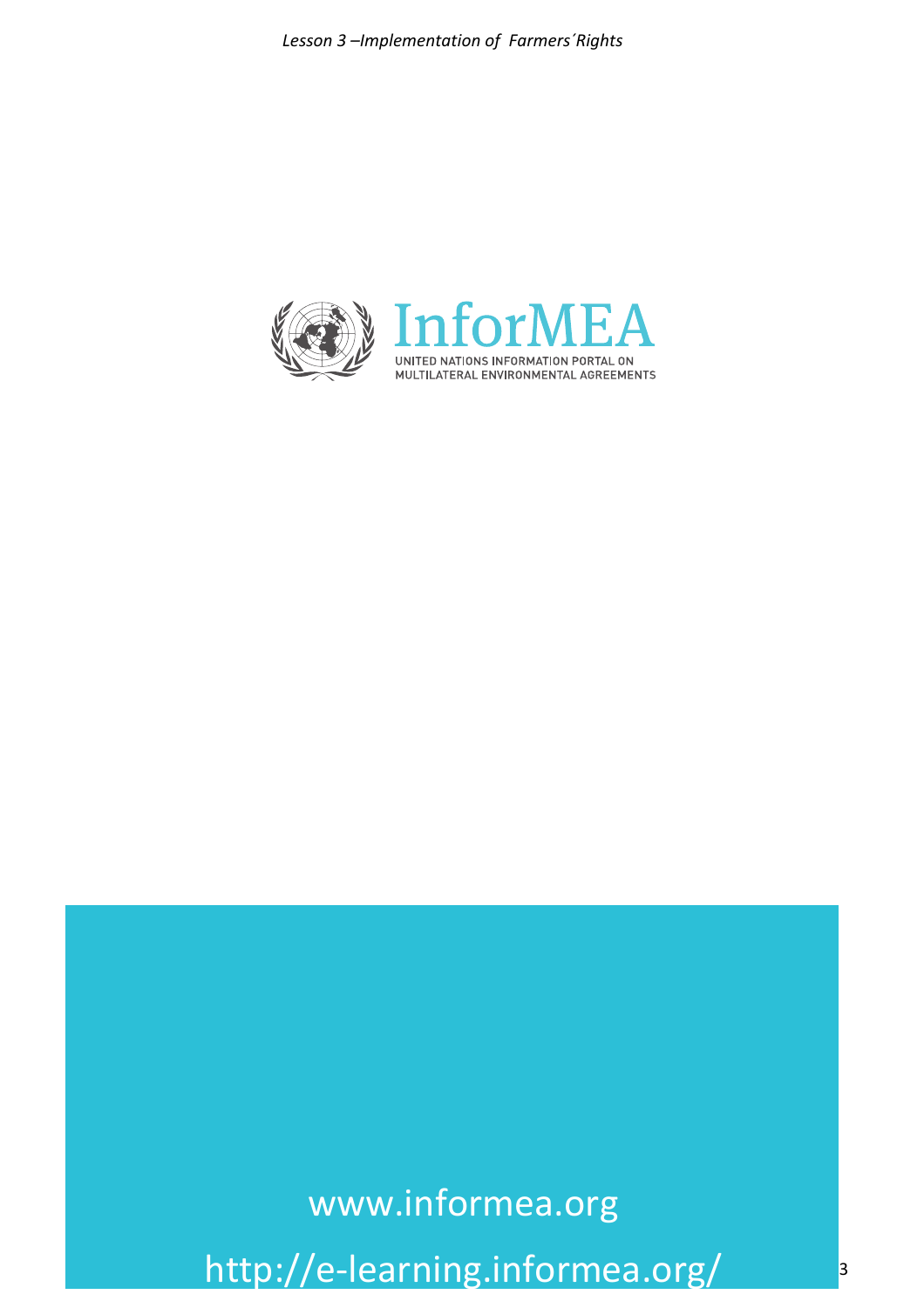InforMEA

UNITED NATIONS INFORMATION PORTAL ON MULTILATERAL ENVIRONMENTAL AGREEMENTS

www.informea.org

http://e-learning.informea.org/